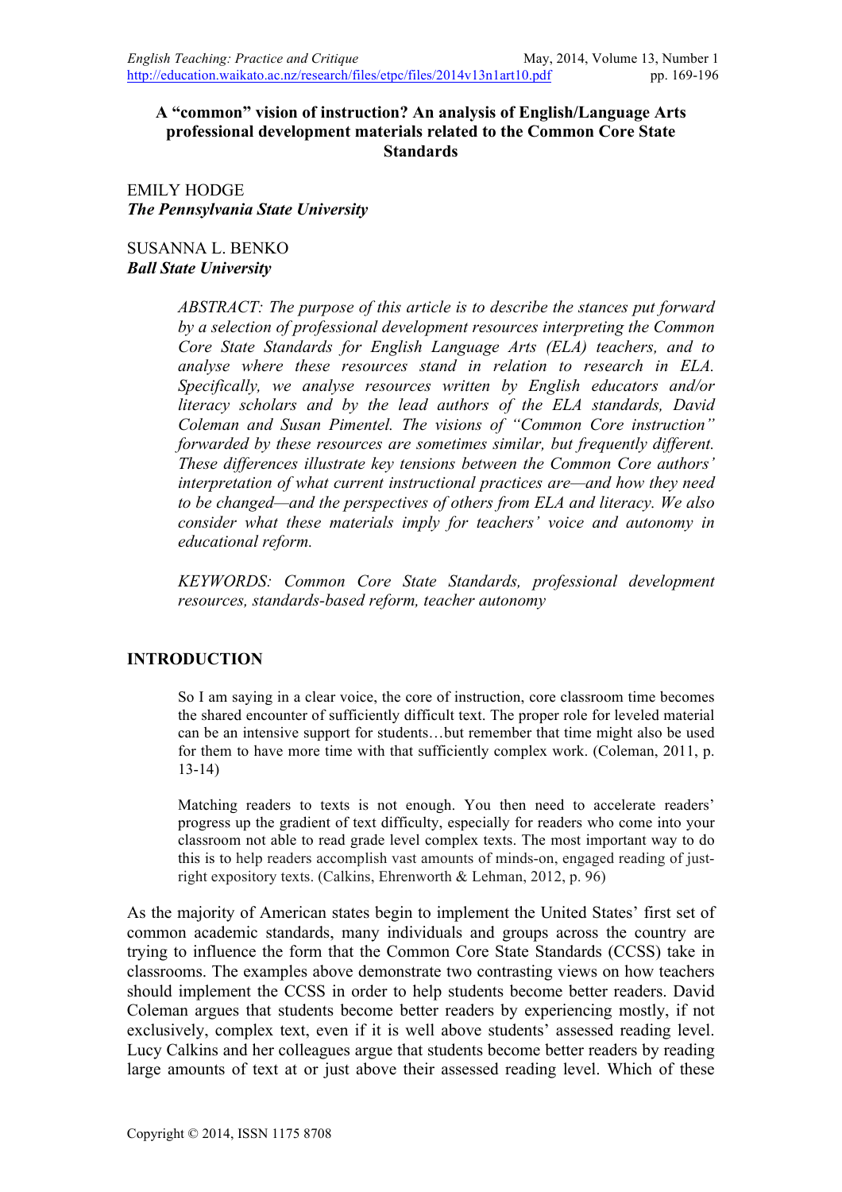# A "common" vision of instruction? An analysis of English/Language Arts professional development materials related to the Common Core State Standards

EMILY HODGE
***The Pennsylvania State University***

SUSANNA L. BENKO
***Ball State University***

*ABSTRACT: The purpose of this article is to describe the stances put forward by a selection of professional development resources interpreting the Common Core State Standards for English Language Arts (ELA) teachers, and to analyse where these resources stand in relation to research in ELA. Specifically, we analyse resources written by English educators and/or literacy scholars and by the lead authors of the ELA standards, David Coleman and Susan Pimentel. The visions of "Common Core instruction" forwarded by these resources are sometimes similar, but frequently different. These differences illustrate key tensions between the Common Core authors' interpretation of what current instructional practices are—and how they need to be changed—and the perspectives of others from ELA and literacy. We also consider what these materials imply for teachers' voice and autonomy in educational reform.*

*KEYWORDS: Common Core State Standards, professional development resources, standards-based reform, teacher autonomy*

## INTRODUCTION

> So I am saying in a clear voice, the core of instruction, core classroom time becomes the shared encounter of sufficiently difficult text. The proper role for leveled material can be an intensive support for students…but remember that time might also be used for them to have more time with that sufficiently complex work. (Coleman, 2011, p. 13-14)

> Matching readers to texts is not enough. You then need to accelerate readers' progress up the gradient of text difficulty, especially for readers who come into your classroom not able to read grade level complex texts. The most important way to do this is to help readers accomplish vast amounts of minds-on, engaged reading of just-right expository texts. (Calkins, Ehrenworth & Lehman, 2012, p. 96)

As the majority of American states begin to implement the United States' first set of common academic standards, many individuals and groups across the country are trying to influence the form that the Common Core State Standards (CCSS) take in classrooms. The examples above demonstrate two contrasting views on how teachers should implement the CCSS in order to help students become better readers. David Coleman argues that students become better readers by experiencing mostly, if not exclusively, complex text, even if it is well above students' assessed reading level. Lucy Calkins and her colleagues argue that students become better readers by reading large amounts of text at or just above their assessed reading level. Which of these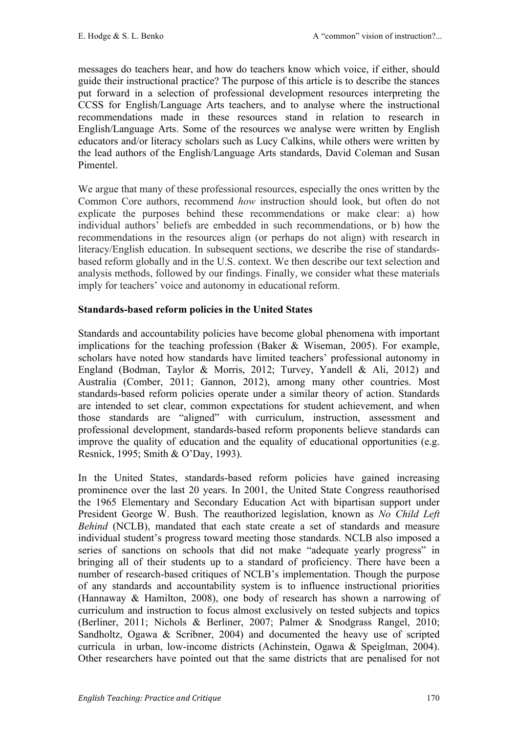messages do teachers hear, and how do teachers know which voice, if either, should guide their instructional practice? The purpose of this article is to describe the stances put forward in a selection of professional development resources interpreting the CCSS for English/Language Arts teachers, and to analyse where the instructional recommendations made in these resources stand in relation to research in English/Language Arts. Some of the resources we analyse were written by English educators and/or literacy scholars such as Lucy Calkins, while others were written by the lead authors of the English/Language Arts standards, David Coleman and Susan Pimentel.

We argue that many of these professional resources, especially the ones written by the Common Core authors, recommend *how* instruction should look, but often do not explicate the purposes behind these recommendations or make clear: a) how individual authors' beliefs are embedded in such recommendations, or b) how the recommendations in the resources align (or perhaps do not align) with research in literacy/English education. In subsequent sections, we describe the rise of standards-based reform globally and in the U.S. context. We then describe our text selection and analysis methods, followed by our findings. Finally, we consider what these materials imply for teachers' voice and autonomy in educational reform.

## Standards-based reform policies in the United States

Standards and accountability policies have become global phenomena with important implications for the teaching profession (Baker & Wiseman, 2005). For example, scholars have noted how standards have limited teachers' professional autonomy in England (Bodman, Taylor & Morris, 2012; Turvey, Yandell & Ali, 2012) and Australia (Comber, 2011; Gannon, 2012), among many other countries. Most standards-based reform policies operate under a similar theory of action. Standards are intended to set clear, common expectations for student achievement, and when those standards are "aligned" with curriculum, instruction, assessment and professional development, standards-based reform proponents believe standards can improve the quality of education and the equality of educational opportunities (e.g. Resnick, 1995; Smith & O'Day, 1993).

In the United States, standards-based reform policies have gained increasing prominence over the last 20 years. In 2001, the United State Congress reauthorised the 1965 Elementary and Secondary Education Act with bipartisan support under President George W. Bush. The reauthorized legislation, known as *No Child Left Behind* (NCLB), mandated that each state create a set of standards and measure individual student's progress toward meeting those standards. NCLB also imposed a series of sanctions on schools that did not make "adequate yearly progress" in bringing all of their students up to a standard of proficiency. There have been a number of research-based critiques of NCLB's implementation. Though the purpose of any standards and accountability system is to influence instructional priorities (Hannaway & Hamilton, 2008), one body of research has shown a narrowing of curriculum and instruction to focus almost exclusively on tested subjects and topics (Berliner, 2011; Nichols & Berliner, 2007; Palmer & Snodgrass Rangel, 2010; Sandholtz, Ogawa & Scribner, 2004) and documented the heavy use of scripted curricula in urban, low-income districts (Achinstein, Ogawa & Speiglman, 2004). Other researchers have pointed out that the same districts that are penalised for not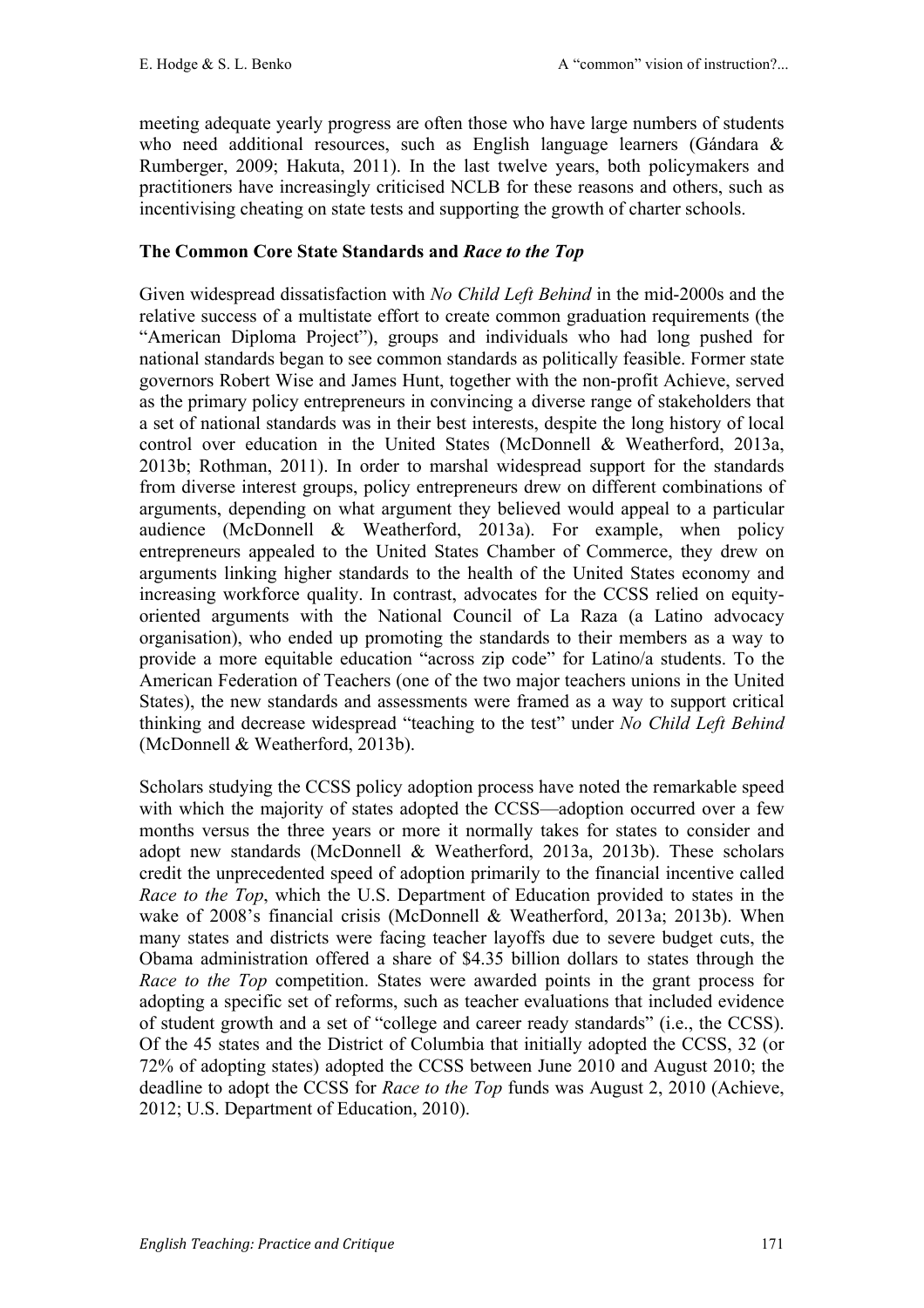meeting adequate yearly progress are often those who have large numbers of students who need additional resources, such as English language learners (Gándara & Rumberger, 2009; Hakuta, 2011). In the last twelve years, both policymakers and practitioners have increasingly criticised NCLB for these reasons and others, such as incentivising cheating on state tests and supporting the growth of charter schools.

### The Common Core State Standards and *Race to the Top*

Given widespread dissatisfaction with *No Child Left Behind* in the mid-2000s and the relative success of a multistate effort to create common graduation requirements (the "American Diploma Project"), groups and individuals who had long pushed for national standards began to see common standards as politically feasible. Former state governors Robert Wise and James Hunt, together with the non-profit Achieve, served as the primary policy entrepreneurs in convincing a diverse range of stakeholders that a set of national standards was in their best interests, despite the long history of local control over education in the United States (McDonnell & Weatherford, 2013a, 2013b; Rothman, 2011). In order to marshal widespread support for the standards from diverse interest groups, policy entrepreneurs drew on different combinations of arguments, depending on what argument they believed would appeal to a particular audience (McDonnell & Weatherford, 2013a). For example, when policy entrepreneurs appealed to the United States Chamber of Commerce, they drew on arguments linking higher standards to the health of the United States economy and increasing workforce quality. In contrast, advocates for the CCSS relied on equity-oriented arguments with the National Council of La Raza (a Latino advocacy organisation), who ended up promoting the standards to their members as a way to provide a more equitable education "across zip code" for Latino/a students. To the American Federation of Teachers (one of the two major teachers unions in the United States), the new standards and assessments were framed as a way to support critical thinking and decrease widespread "teaching to the test" under *No Child Left Behind* (McDonnell & Weatherford, 2013b).

Scholars studying the CCSS policy adoption process have noted the remarkable speed with which the majority of states adopted the CCSS—adoption occurred over a few months versus the three years or more it normally takes for states to consider and adopt new standards (McDonnell & Weatherford, 2013a, 2013b). These scholars credit the unprecedented speed of adoption primarily to the financial incentive called *Race to the Top*, which the U.S. Department of Education provided to states in the wake of 2008's financial crisis (McDonnell & Weatherford, 2013a; 2013b). When many states and districts were facing teacher layoffs due to severe budget cuts, the Obama administration offered a share of $4.35 billion dollars to states through the *Race to the Top* competition. States were awarded points in the grant process for adopting a specific set of reforms, such as teacher evaluations that included evidence of student growth and a set of "college and career ready standards" (i.e., the CCSS). Of the 45 states and the District of Columbia that initially adopted the CCSS, 32 (or 72% of adopting states) adopted the CCSS between June 2010 and August 2010; the deadline to adopt the CCSS for *Race to the Top* funds was August 2, 2010 (Achieve, 2012; U.S. Department of Education, 2010).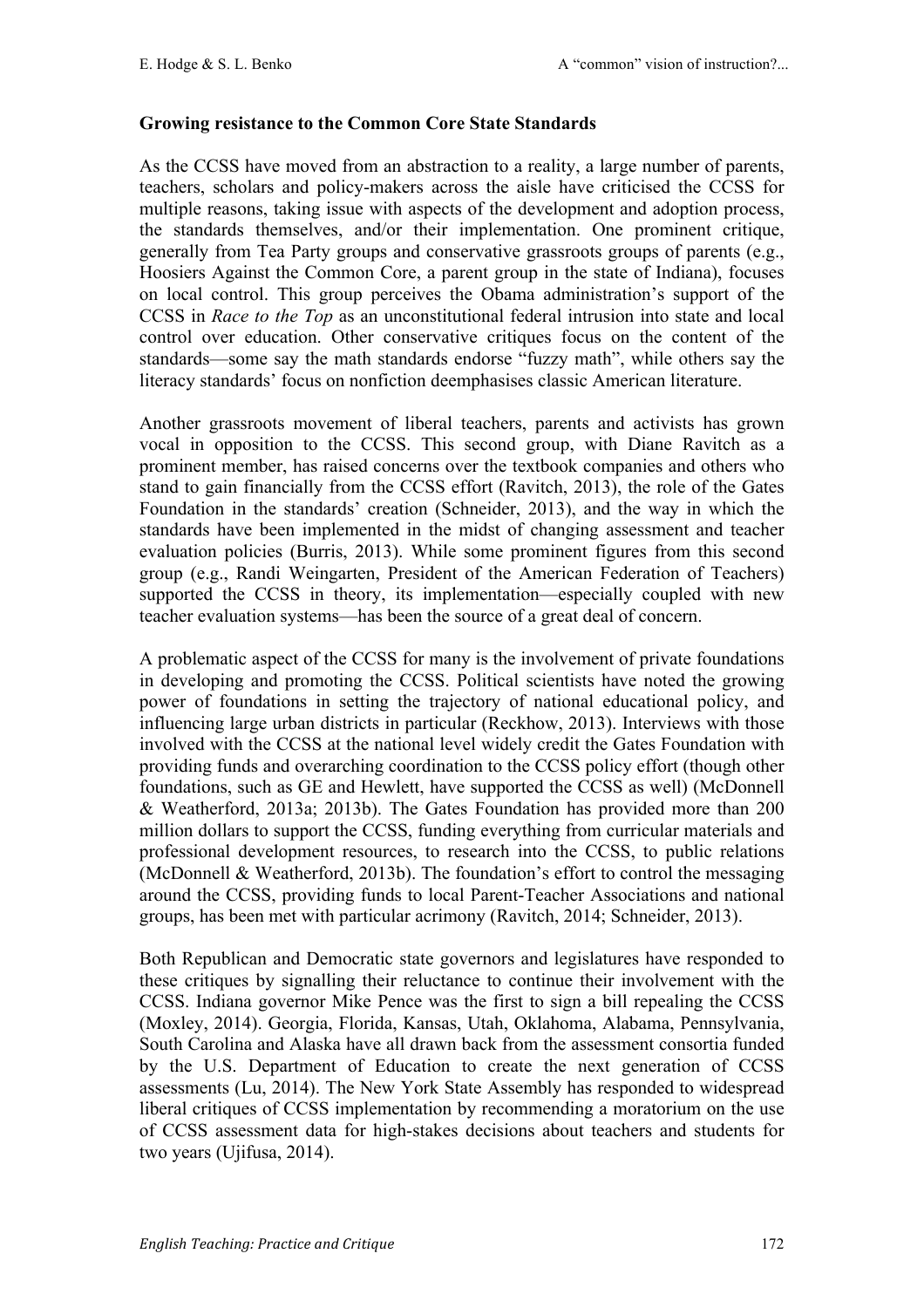**Growing resistance to the Common Core State Standards**

As the CCSS have moved from an abstraction to a reality, a large number of parents, teachers, scholars and policy-makers across the aisle have criticised the CCSS for multiple reasons, taking issue with aspects of the development and adoption process, the standards themselves, and/or their implementation. One prominent critique, generally from Tea Party groups and conservative grassroots groups of parents (e.g., Hoosiers Against the Common Core, a parent group in the state of Indiana), focuses on local control. This group perceives the Obama administration's support of the CCSS in *Race to the Top* as an unconstitutional federal intrusion into state and local control over education. Other conservative critiques focus on the content of the standards—some say the math standards endorse "fuzzy math", while others say the literacy standards' focus on nonfiction deemphasises classic American literature.

Another grassroots movement of liberal teachers, parents and activists has grown vocal in opposition to the CCSS. This second group, with Diane Ravitch as a prominent member, has raised concerns over the textbook companies and others who stand to gain financially from the CCSS effort (Ravitch, 2013), the role of the Gates Foundation in the standards' creation (Schneider, 2013), and the way in which the standards have been implemented in the midst of changing assessment and teacher evaluation policies (Burris, 2013). While some prominent figures from this second group (e.g., Randi Weingarten, President of the American Federation of Teachers) supported the CCSS in theory, its implementation—especially coupled with new teacher evaluation systems—has been the source of a great deal of concern.

A problematic aspect of the CCSS for many is the involvement of private foundations in developing and promoting the CCSS. Political scientists have noted the growing power of foundations in setting the trajectory of national educational policy, and influencing large urban districts in particular (Reckhow, 2013). Interviews with those involved with the CCSS at the national level widely credit the Gates Foundation with providing funds and overarching coordination to the CCSS policy effort (though other foundations, such as GE and Hewlett, have supported the CCSS as well) (McDonnell & Weatherford, 2013a; 2013b). The Gates Foundation has provided more than 200 million dollars to support the CCSS, funding everything from curricular materials and professional development resources, to research into the CCSS, to public relations (McDonnell & Weatherford, 2013b). The foundation's effort to control the messaging around the CCSS, providing funds to local Parent-Teacher Associations and national groups, has been met with particular acrimony (Ravitch, 2014; Schneider, 2013).

Both Republican and Democratic state governors and legislatures have responded to these critiques by signalling their reluctance to continue their involvement with the CCSS. Indiana governor Mike Pence was the first to sign a bill repealing the CCSS (Moxley, 2014). Georgia, Florida, Kansas, Utah, Oklahoma, Alabama, Pennsylvania, South Carolina and Alaska have all drawn back from the assessment consortia funded by the U.S. Department of Education to create the next generation of CCSS assessments (Lu, 2014). The New York State Assembly has responded to widespread liberal critiques of CCSS implementation by recommending a moratorium on the use of CCSS assessment data for high-stakes decisions about teachers and students for two years (Ujifusa, 2014).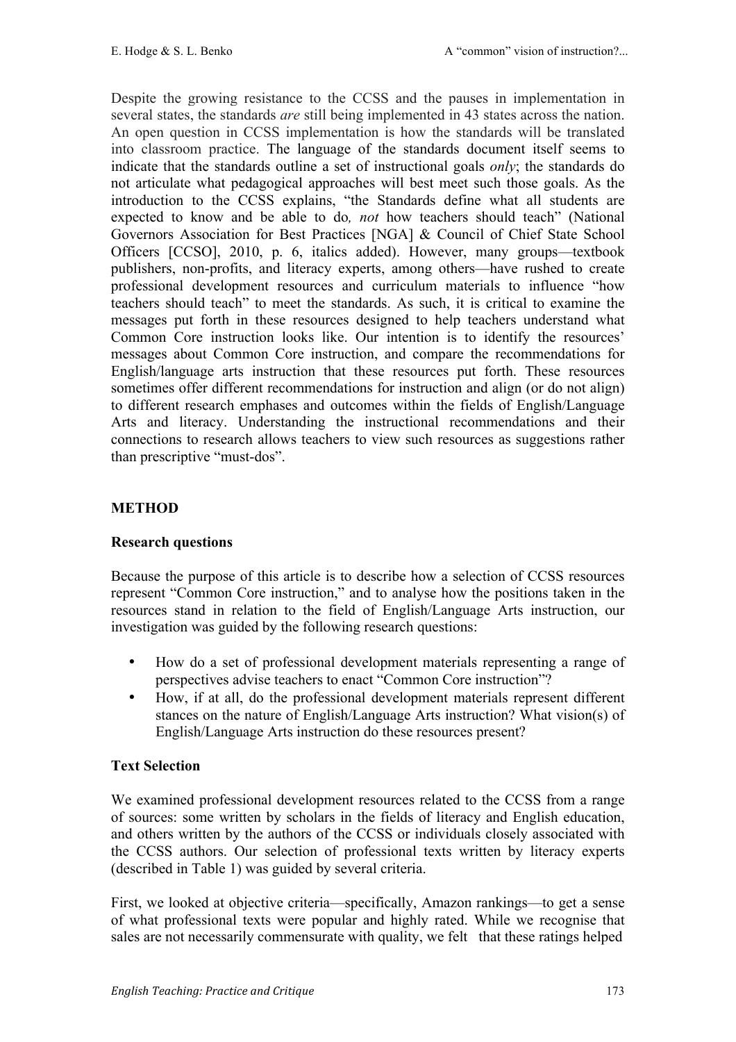Despite the growing resistance to the CCSS and the pauses in implementation in several states, the standards *are* still being implemented in 43 states across the nation. An open question in CCSS implementation is how the standards will be translated into classroom practice. The language of the standards document itself seems to indicate that the standards outline a set of instructional goals *only*; the standards do not articulate what pedagogical approaches will best meet such those goals. As the introduction to the CCSS explains, "the Standards define what all students are expected to know and be able to do, *not* how teachers should teach" (National Governors Association for Best Practices [NGA] & Council of Chief State School Officers [CCSO], 2010, p. 6, italics added). However, many groups—textbook publishers, non-profits, and literacy experts, among others—have rushed to create professional development resources and curriculum materials to influence "how teachers should teach" to meet the standards. As such, it is critical to examine the messages put forth in these resources designed to help teachers understand what Common Core instruction looks like. Our intention is to identify the resources' messages about Common Core instruction, and compare the recommendations for English/language arts instruction that these resources put forth. These resources sometimes offer different recommendations for instruction and align (or do not align) to different research emphases and outcomes within the fields of English/Language Arts and literacy. Understanding the instructional recommendations and their connections to research allows teachers to view such resources as suggestions rather than prescriptive "must-dos".

## METHOD

### Research questions

Because the purpose of this article is to describe how a selection of CCSS resources represent "Common Core instruction," and to analyse how the positions taken in the resources stand in relation to the field of English/Language Arts instruction, our investigation was guided by the following research questions:

- How do a set of professional development materials representing a range of perspectives advise teachers to enact "Common Core instruction"?
- How, if at all, do the professional development materials represent different stances on the nature of English/Language Arts instruction? What vision(s) of English/Language Arts instruction do these resources present?

### Text Selection

We examined professional development resources related to the CCSS from a range of sources: some written by scholars in the fields of literacy and English education, and others written by the authors of the CCSS or individuals closely associated with the CCSS authors. Our selection of professional texts written by literacy experts (described in Table 1) was guided by several criteria.

First, we looked at objective criteria—specifically, Amazon rankings—to get a sense of what professional texts were popular and highly rated. While we recognise that sales are not necessarily commensurate with quality, we felt that these ratings helped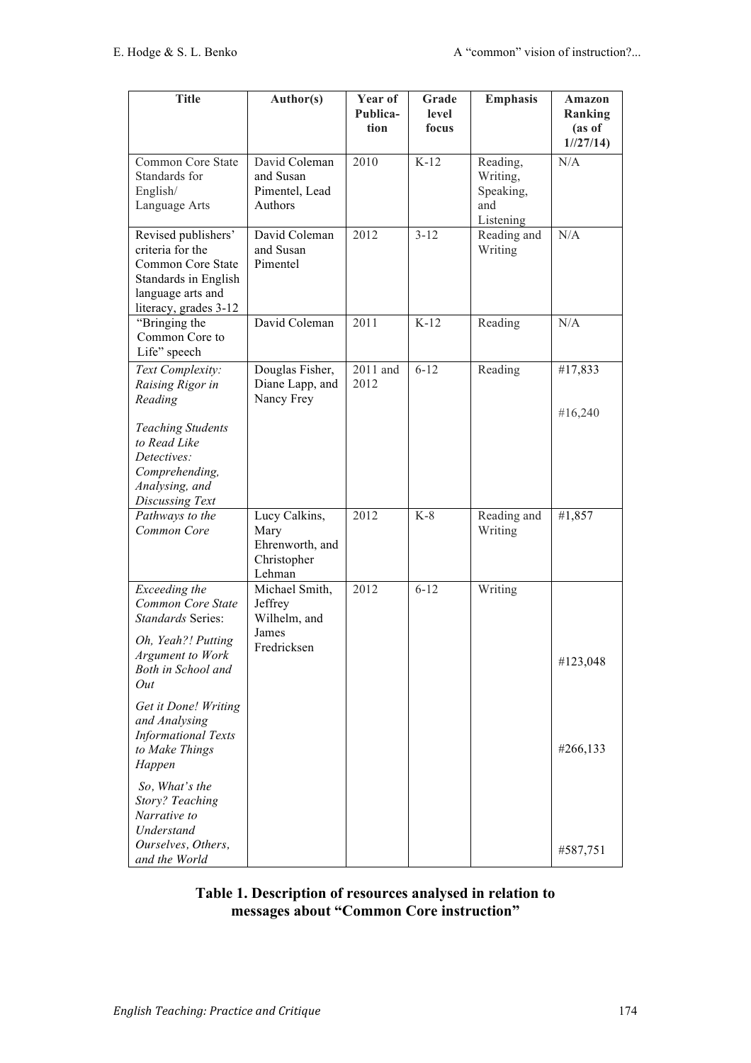| Title | Author(s) | Year of Publication | Grade level focus | Emphasis | Amazon Ranking (as of 1//27/14) |
|---|---|---|---|---|---|
| Common Core State Standards for English/ Language Arts | David Coleman and Susan Pimentel, Lead Authors | 2010 | K-12 | Reading, Writing, Speaking, and Listening | N/A |
| Revised publishers' criteria for the Common Core State Standards in English language arts and literacy, grades 3-12 | David Coleman and Susan Pimentel | 2012 | 3-12 | Reading and Writing | N/A |
| "Bringing the Common Core to Life" speech | David Coleman | 2011 | K-12 | Reading | N/A |
| *Text Complexity: Raising Rigor in Reading*<br><br>*Teaching Students to Read Like Detectives: Comprehending, Analysing, and Discussing Text* | Douglas Fisher, Diane Lapp, and Nancy Frey | 2011 and 2012 | 6-12 | Reading | #17,833<br><br>#16,240 |
| *Pathways to the Common Core* | Lucy Calkins, Mary Ehrenworth, and Christopher Lehman | 2012 | K-8 | Reading and Writing | #1,857 |
| *Exceeding the Common Core State Standards* Series:<br><br>*Oh, Yeah?! Putting Argument to Work Both in School and Out*<br><br>*Get it Done! Writing and Analysing Informational Texts to Make Things Happen*<br><br>*So, What's the Story? Teaching Narrative to Understand Ourselves, Others, and the World* | Michael Smith, Jeffrey Wilhelm, and James Fredricksen | 2012 | 6-12 | Writing | <br><br>#123,048<br><br>#266,133<br><br>#587,751 |

**Table 1. Description of resources analysed in relation to messages about "Common Core instruction"**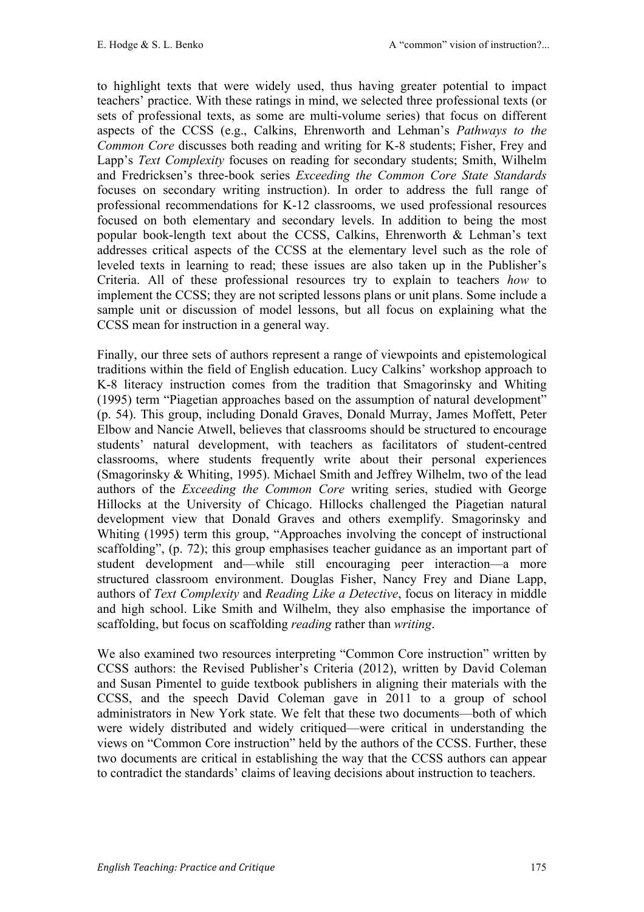to highlight texts that were widely used, thus having greater potential to impact teachers' practice. With these ratings in mind, we selected three professional texts (or sets of professional texts, as some are multi-volume series) that focus on different aspects of the CCSS (e.g., Calkins, Ehrenworth and Lehman's *Pathways to the Common Core* discusses both reading and writing for K-8 students; Fisher, Frey and Lapp's *Text Complexity* focuses on reading for secondary students; Smith, Wilhelm and Fredricksen's three-book series *Exceeding the Common Core State Standards* focuses on secondary writing instruction). In order to address the full range of professional recommendations for K-12 classrooms, we used professional resources focused on both elementary and secondary levels. In addition to being the most popular book-length text about the CCSS, Calkins, Ehrenworth & Lehman's text addresses critical aspects of the CCSS at the elementary level such as the role of leveled texts in learning to read; these issues are also taken up in the Publisher's Criteria. All of these professional resources try to explain to teachers *how* to implement the CCSS; they are not scripted lessons plans or unit plans. Some include a sample unit or discussion of model lessons, but all focus on explaining what the CCSS mean for instruction in a general way.

Finally, our three sets of authors represent a range of viewpoints and epistemological traditions within the field of English education. Lucy Calkins' workshop approach to K-8 literacy instruction comes from the tradition that Smagorinsky and Whiting (1995) term "Piagetian approaches based on the assumption of natural development" (p. 54). This group, including Donald Graves, Donald Murray, James Moffett, Peter Elbow and Nancie Atwell, believes that classrooms should be structured to encourage students' natural development, with teachers as facilitators of student-centred classrooms, where students frequently write about their personal experiences (Smagorinsky & Whiting, 1995). Michael Smith and Jeffrey Wilhelm, two of the lead authors of the *Exceeding the Common Core* writing series, studied with George Hillocks at the University of Chicago. Hillocks challenged the Piagetian natural development view that Donald Graves and others exemplify. Smagorinsky and Whiting (1995) term this group, "Approaches involving the concept of instructional scaffolding", (p. 72); this group emphasises teacher guidance as an important part of student development and—while still encouraging peer interaction—a more structured classroom environment. Douglas Fisher, Nancy Frey and Diane Lapp, authors of *Text Complexity* and *Reading Like a Detective*, focus on literacy in middle and high school. Like Smith and Wilhelm, they also emphasise the importance of scaffolding, but focus on scaffolding *reading* rather than *writing*.

We also examined two resources interpreting "Common Core instruction" written by CCSS authors: the Revised Publisher's Criteria (2012), written by David Coleman and Susan Pimentel to guide textbook publishers in aligning their materials with the CCSS, and the speech David Coleman gave in 2011 to a group of school administrators in New York state. We felt that these two documents—both of which were widely distributed and widely critiqued—were critical in understanding the views on "Common Core instruction" held by the authors of the CCSS. Further, these two documents are critical in establishing the way that the CCSS authors can appear to contradict the standards' claims of leaving decisions about instruction to teachers.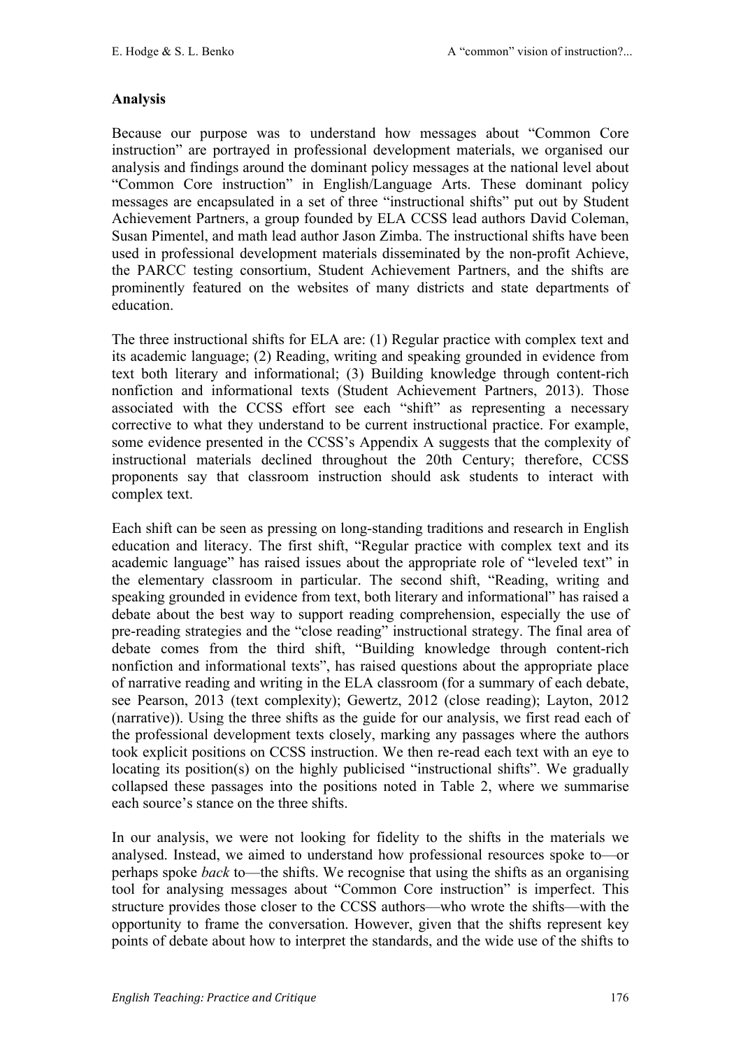## Analysis

Because our purpose was to understand how messages about "Common Core instruction" are portrayed in professional development materials, we organised our analysis and findings around the dominant policy messages at the national level about "Common Core instruction" in English/Language Arts. These dominant policy messages are encapsulated in a set of three "instructional shifts" put out by Student Achievement Partners, a group founded by ELA CCSS lead authors David Coleman, Susan Pimentel, and math lead author Jason Zimba. The instructional shifts have been used in professional development materials disseminated by the non-profit Achieve, the PARCC testing consortium, Student Achievement Partners, and the shifts are prominently featured on the websites of many districts and state departments of education.

The three instructional shifts for ELA are: (1) Regular practice with complex text and its academic language; (2) Reading, writing and speaking grounded in evidence from text both literary and informational; (3) Building knowledge through content-rich nonfiction and informational texts (Student Achievement Partners, 2013). Those associated with the CCSS effort see each "shift" as representing a necessary corrective to what they understand to be current instructional practice. For example, some evidence presented in the CCSS's Appendix A suggests that the complexity of instructional materials declined throughout the 20th Century; therefore, CCSS proponents say that classroom instruction should ask students to interact with complex text.

Each shift can be seen as pressing on long-standing traditions and research in English education and literacy. The first shift, "Regular practice with complex text and its academic language" has raised issues about the appropriate role of "leveled text" in the elementary classroom in particular. The second shift, "Reading, writing and speaking grounded in evidence from text, both literary and informational" has raised a debate about the best way to support reading comprehension, especially the use of pre-reading strategies and the "close reading" instructional strategy. The final area of debate comes from the third shift, "Building knowledge through content-rich nonfiction and informational texts", has raised questions about the appropriate place of narrative reading and writing in the ELA classroom (for a summary of each debate, see Pearson, 2013 (text complexity); Gewertz, 2012 (close reading); Layton, 2012 (narrative)). Using the three shifts as the guide for our analysis, we first read each of the professional development texts closely, marking any passages where the authors took explicit positions on CCSS instruction. We then re-read each text with an eye to locating its position(s) on the highly publicised "instructional shifts". We gradually collapsed these passages into the positions noted in Table 2, where we summarise each source's stance on the three shifts.

In our analysis, we were not looking for fidelity to the shifts in the materials we analysed. Instead, we aimed to understand how professional resources spoke to—or perhaps spoke *back* to—the shifts. We recognise that using the shifts as an organising tool for analysing messages about "Common Core instruction" is imperfect. This structure provides those closer to the CCSS authors—who wrote the shifts—with the opportunity to frame the conversation. However, given that the shifts represent key points of debate about how to interpret the standards, and the wide use of the shifts to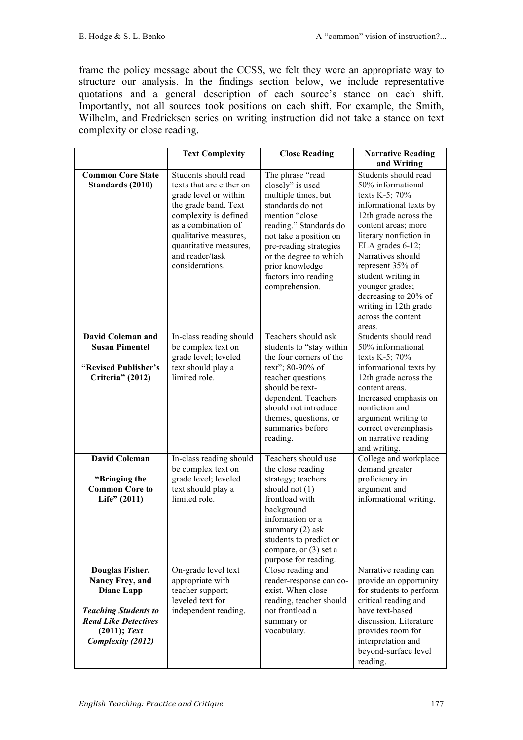frame the policy message about the CCSS, we felt they were an appropriate way to structure our analysis. In the findings section below, we include representative quotations and a general description of each source's stance on each shift. Importantly, not all sources took positions on each shift. For example, the Smith, Wilhelm, and Fredricksen series on writing instruction did not take a stance on text complexity or close reading.

| | **Text Complexity** | **Close Reading** | **Narrative Reading and Writing** |
|---|---|---|---|
| **Common Core State Standards (2010)** | Students should read texts that are either on grade level or within the grade band. Text complexity is defined as a combination of qualitative measures, quantitative measures, and reader/task considerations. | The phrase "read closely" is used multiple times, but standards do not mention "close reading." Standards do not take a position on pre-reading strategies or the degree to which prior knowledge factors into reading comprehension. | Students should read 50% informational texts K-5; 70% informational texts by 12th grade across the content areas; more literary nonfiction in ELA grades 6-12; Narratives should represent 35% of student writing in younger grades; decreasing to 20% of writing in 12th grade across the content areas. |
| **David Coleman and Susan Pimentel** **"Revised Publisher's Criteria" (2012)** | In-class reading should be complex text on grade level; leveled text should play a limited role. | Teachers should ask students to "stay within the four corners of the text"; 80-90% of teacher questions should be text-dependent. Teachers should not introduce themes, questions, or summaries before reading. | Students should read 50% informational texts K-5; 70% informational texts by 12th grade across the content areas. Increased emphasis on nonfiction and argument writing to correct overemphasis on narrative reading and writing. |
| **David Coleman** **"Bringing the Common Core to Life" (2011)** | In-class reading should be complex text on grade level; leveled text should play a limited role. | Teachers should use the close reading strategy; teachers should not (1) frontload with background information or a summary (2) ask students to predict or compare, or (3) set a purpose for reading. | College and workplace demand greater proficiency in argument and informational writing. |
| **Douglas Fisher, Nancy Frey, and Diane Lapp** ***Teaching Students to Read Like Detectives* (2011); *Text Complexity* (2012)** | On-grade level text appropriate with teacher support; leveled text for independent reading. | Close reading and reader-response can co-exist. When close reading, teacher should not frontload a summary or vocabulary. | Narrative reading can provide an opportunity for students to perform critical reading and have text-based discussion. Literature provides room for interpretation and beyond-surface level reading. |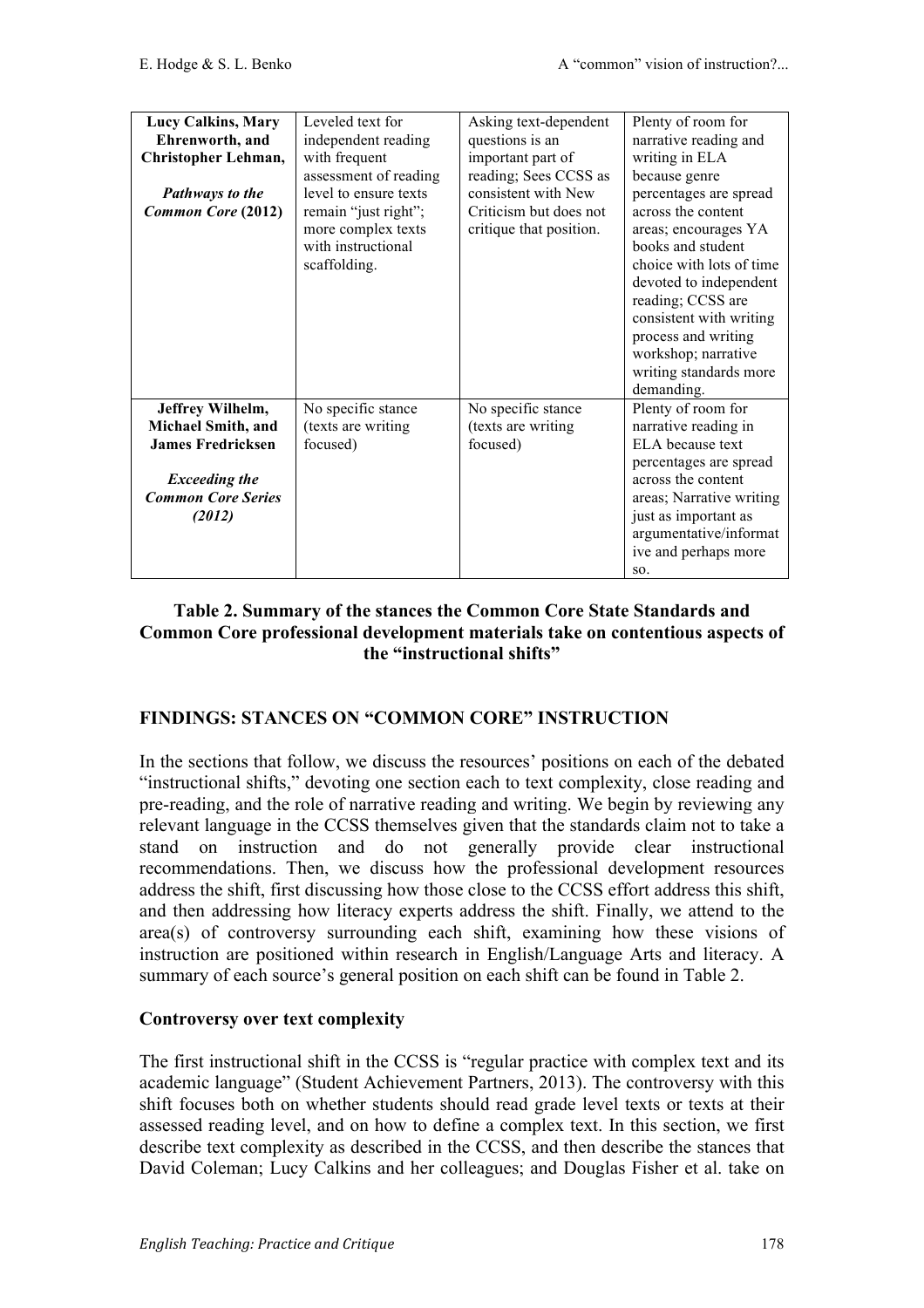| | | | |
|---|---|---|---|
| **Lucy Calkins, Mary Ehrenworth, and Christopher Lehman,** ***Pathways to the Common Core*** **(2012)** | Leveled text for independent reading with frequent assessment of reading level to ensure texts remain "just right"; more complex texts with instructional scaffolding. | Asking text-dependent questions is an important part of reading; Sees CCSS as consistent with New Criticism but does not critique that position. | Plenty of room for narrative reading and writing in ELA because genre percentages are spread across the content areas; encourages YA books and student choice with lots of time devoted to independent reading; CCSS are consistent with writing process and writing workshop; narrative writing standards more demanding. |
| **Jeffrey Wilhelm, Michael Smith, and James Fredricksen** ***Exceeding the Common Core Series (2012)*** | No specific stance (texts are writing focused) | No specific stance (texts are writing focused) | Plenty of room for narrative reading in ELA because text percentages are spread across the content areas; Narrative writing just as important as argumentative/informative and perhaps more so. |

**Table 2. Summary of the stances the Common Core State Standards and Common Core professional development materials take on contentious aspects of the "instructional shifts"**

## FINDINGS: STANCES ON "COMMON CORE" INSTRUCTION

In the sections that follow, we discuss the resources' positions on each of the debated "instructional shifts," devoting one section each to text complexity, close reading and pre-reading, and the role of narrative reading and writing. We begin by reviewing any relevant language in the CCSS themselves given that the standards claim not to take a stand on instruction and do not generally provide clear instructional recommendations. Then, we discuss how the professional development resources address the shift, first discussing how those close to the CCSS effort address this shift, and then addressing how literacy experts address the shift. Finally, we attend to the area(s) of controversy surrounding each shift, examining how these visions of instruction are positioned within research in English/Language Arts and literacy. A summary of each source's general position on each shift can be found in Table 2.

### Controversy over text complexity

The first instructional shift in the CCSS is "regular practice with complex text and its academic language" (Student Achievement Partners, 2013). The controversy with this shift focuses both on whether students should read grade level texts or texts at their assessed reading level, and on how to define a complex text. In this section, we first describe text complexity as described in the CCSS, and then describe the stances that David Coleman; Lucy Calkins and her colleagues; and Douglas Fisher et al. take on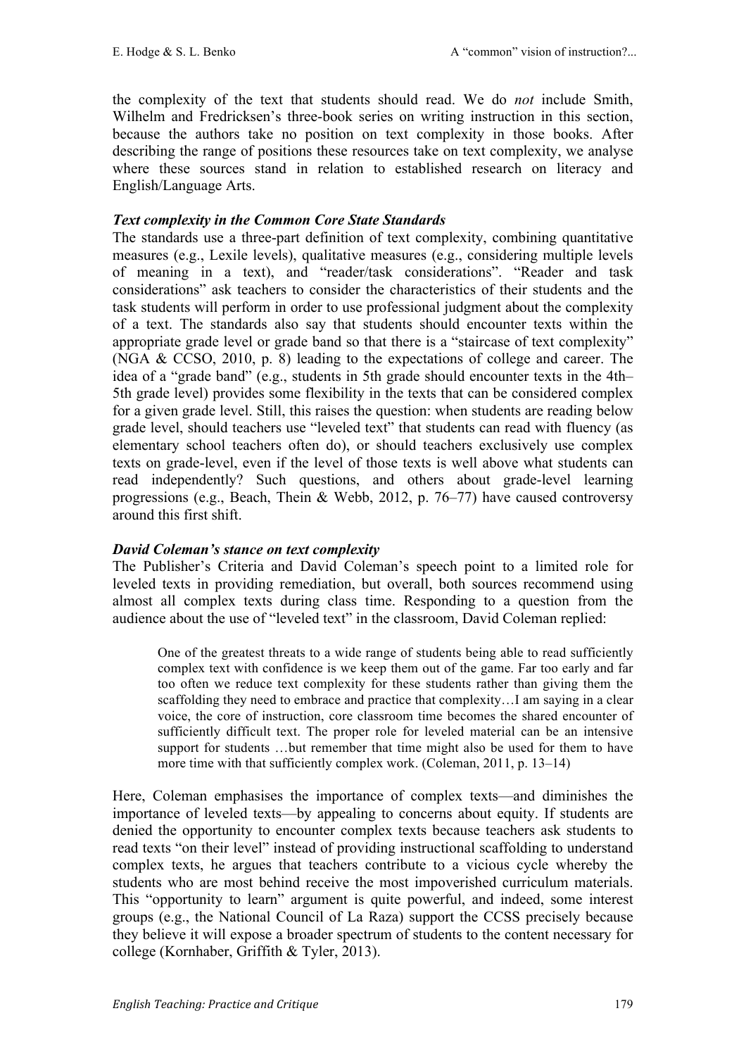the complexity of the text that students should read. We do *not* include Smith, Wilhelm and Fredricksen's three-book series on writing instruction in this section, because the authors take no position on text complexity in those books. After describing the range of positions these resources take on text complexity, we analyse where these sources stand in relation to established research on literacy and English/Language Arts.

### *Text complexity in the Common Core State Standards*

The standards use a three-part definition of text complexity, combining quantitative measures (e.g., Lexile levels), qualitative measures (e.g., considering multiple levels of meaning in a text), and "reader/task considerations". "Reader and task considerations" ask teachers to consider the characteristics of their students and the task students will perform in order to use professional judgment about the complexity of a text. The standards also say that students should encounter texts within the appropriate grade level or grade band so that there is a "staircase of text complexity" (NGA & CCSO, 2010, p. 8) leading to the expectations of college and career. The idea of a "grade band" (e.g., students in 5th grade should encounter texts in the 4th–5th grade level) provides some flexibility in the texts that can be considered complex for a given grade level. Still, this raises the question: when students are reading below grade level, should teachers use "leveled text" that students can read with fluency (as elementary school teachers often do), or should teachers exclusively use complex texts on grade-level, even if the level of those texts is well above what students can read independently? Such questions, and others about grade-level learning progressions (e.g., Beach, Thein & Webb, 2012, p. 76–77) have caused controversy around this first shift.

### *David Coleman's stance on text complexity*

The Publisher's Criteria and David Coleman's speech point to a limited role for leveled texts in providing remediation, but overall, both sources recommend using almost all complex texts during class time. Responding to a question from the audience about the use of "leveled text" in the classroom, David Coleman replied:

> One of the greatest threats to a wide range of students being able to read sufficiently complex text with confidence is we keep them out of the game. Far too early and far too often we reduce text complexity for these students rather than giving them the scaffolding they need to embrace and practice that complexity…I am saying in a clear voice, the core of instruction, core classroom time becomes the shared encounter of sufficiently difficult text. The proper role for leveled material can be an intensive support for students …but remember that time might also be used for them to have more time with that sufficiently complex work. (Coleman, 2011, p. 13–14)

Here, Coleman emphasises the importance of complex texts—and diminishes the importance of leveled texts—by appealing to concerns about equity. If students are denied the opportunity to encounter complex texts because teachers ask students to read texts "on their level" instead of providing instructional scaffolding to understand complex texts, he argues that teachers contribute to a vicious cycle whereby the students who are most behind receive the most impoverished curriculum materials. This "opportunity to learn" argument is quite powerful, and indeed, some interest groups (e.g., the National Council of La Raza) support the CCSS precisely because they believe it will expose a broader spectrum of students to the content necessary for college (Kornhaber, Griffith & Tyler, 2013).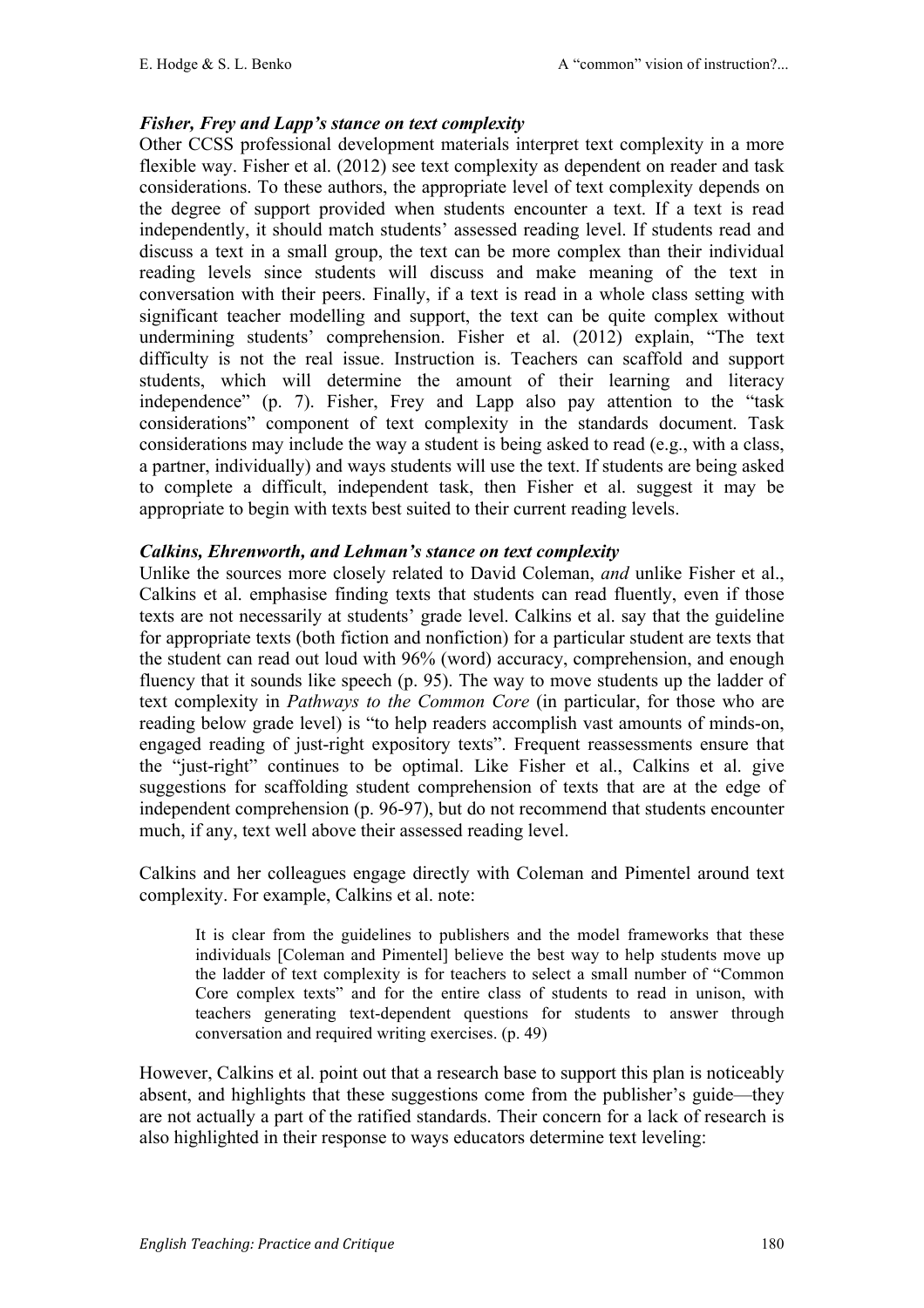### *Fisher, Frey and Lapp's stance on text complexity*

Other CCSS professional development materials interpret text complexity in a more flexible way. Fisher et al. (2012) see text complexity as dependent on reader and task considerations. To these authors, the appropriate level of text complexity depends on the degree of support provided when students encounter a text. If a text is read independently, it should match students' assessed reading level. If students read and discuss a text in a small group, the text can be more complex than their individual reading levels since students will discuss and make meaning of the text in conversation with their peers. Finally, if a text is read in a whole class setting with significant teacher modelling and support, the text can be quite complex without undermining students' comprehension. Fisher et al. (2012) explain, "The text difficulty is not the real issue. Instruction is. Teachers can scaffold and support students, which will determine the amount of their learning and literacy independence" (p. 7). Fisher, Frey and Lapp also pay attention to the "task considerations" component of text complexity in the standards document. Task considerations may include the way a student is being asked to read (e.g., with a class, a partner, individually) and ways students will use the text. If students are being asked to complete a difficult, independent task, then Fisher et al. suggest it may be appropriate to begin with texts best suited to their current reading levels.

### *Calkins, Ehrenworth, and Lehman's stance on text complexity*

Unlike the sources more closely related to David Coleman, *and* unlike Fisher et al., Calkins et al. emphasise finding texts that students can read fluently, even if those texts are not necessarily at students' grade level. Calkins et al. say that the guideline for appropriate texts (both fiction and nonfiction) for a particular student are texts that the student can read out loud with 96% (word) accuracy, comprehension, and enough fluency that it sounds like speech (p. 95). The way to move students up the ladder of text complexity in *Pathways to the Common Core* (in particular, for those who are reading below grade level) is "to help readers accomplish vast amounts of minds-on, engaged reading of just-right expository texts". Frequent reassessments ensure that the "just-right" continues to be optimal. Like Fisher et al., Calkins et al. give suggestions for scaffolding student comprehension of texts that are at the edge of independent comprehension (p. 96-97), but do not recommend that students encounter much, if any, text well above their assessed reading level.

Calkins and her colleagues engage directly with Coleman and Pimentel around text complexity. For example, Calkins et al. note:

> It is clear from the guidelines to publishers and the model frameworks that these individuals [Coleman and Pimentel] believe the best way to help students move up the ladder of text complexity is for teachers to select a small number of "Common Core complex texts" and for the entire class of students to read in unison, with teachers generating text-dependent questions for students to answer through conversation and required writing exercises. (p. 49)

However, Calkins et al. point out that a research base to support this plan is noticeably absent, and highlights that these suggestions come from the publisher's guide—they are not actually a part of the ratified standards. Their concern for a lack of research is also highlighted in their response to ways educators determine text leveling: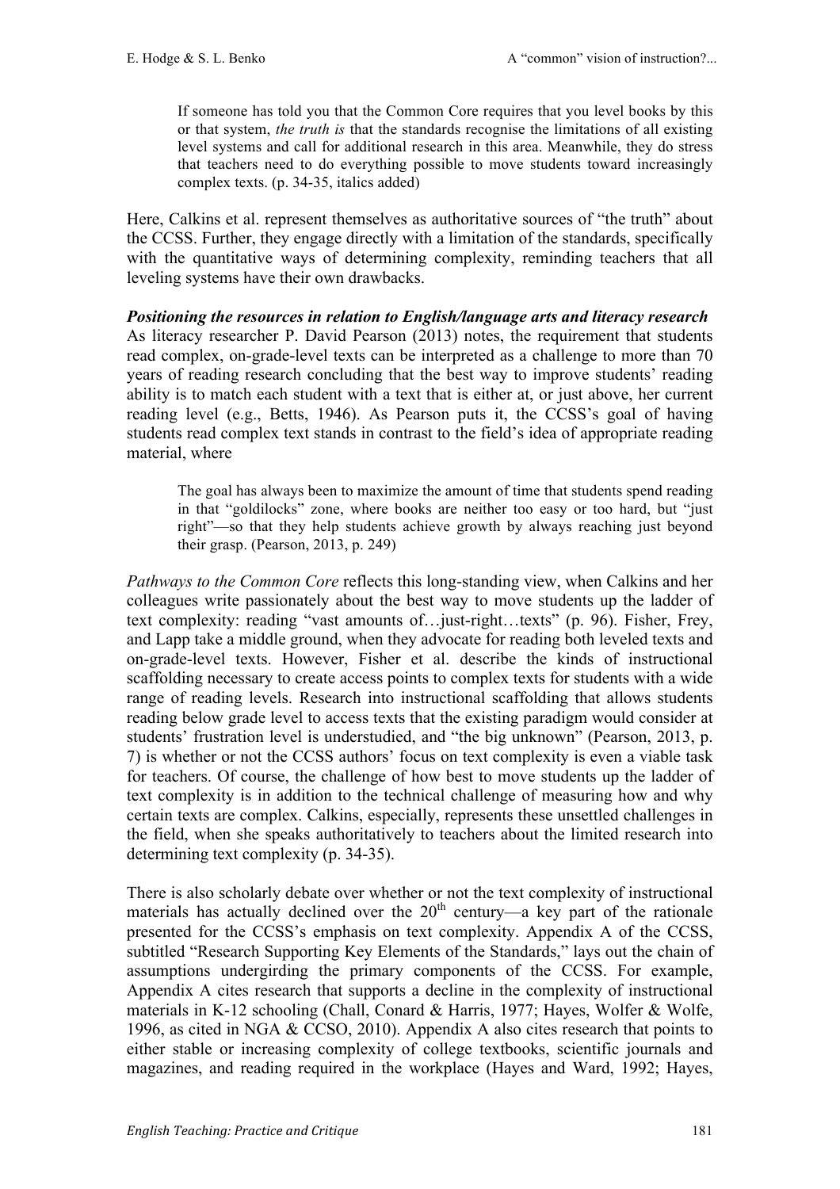> If someone has told you that the Common Core requires that you level books by this or that system, *the truth is* that the standards recognise the limitations of all existing level systems and call for additional research in this area. Meanwhile, they do stress that teachers need to do everything possible to move students toward increasingly complex texts. (p. 34-35, italics added)

Here, Calkins et al. represent themselves as authoritative sources of "the truth" about the CCSS. Further, they engage directly with a limitation of the standards, specifically with the quantitative ways of determining complexity, reminding teachers that all leveling systems have their own drawbacks.

***Positioning the resources in relation to English/language arts and literacy research***

As literacy researcher P. David Pearson (2013) notes, the requirement that students read complex, on-grade-level texts can be interpreted as a challenge to more than 70 years of reading research concluding that the best way to improve students' reading ability is to match each student with a text that is either at, or just above, her current reading level (e.g., Betts, 1946). As Pearson puts it, the CCSS's goal of having students read complex text stands in contrast to the field's idea of appropriate reading material, where

> The goal has always been to maximize the amount of time that students spend reading in that "goldilocks" zone, where books are neither too easy or too hard, but "just right"—so that they help students achieve growth by always reaching just beyond their grasp. (Pearson, 2013, p. 249)

*Pathways to the Common Core* reflects this long-standing view, when Calkins and her colleagues write passionately about the best way to move students up the ladder of text complexity: reading "vast amounts of…just-right…texts" (p. 96). Fisher, Frey, and Lapp take a middle ground, when they advocate for reading both leveled texts and on-grade-level texts. However, Fisher et al. describe the kinds of instructional scaffolding necessary to create access points to complex texts for students with a wide range of reading levels. Research into instructional scaffolding that allows students reading below grade level to access texts that the existing paradigm would consider at students' frustration level is understudied, and "the big unknown" (Pearson, 2013, p. 7) is whether or not the CCSS authors' focus on text complexity is even a viable task for teachers. Of course, the challenge of how best to move students up the ladder of text complexity is in addition to the technical challenge of measuring how and why certain texts are complex. Calkins, especially, represents these unsettled challenges in the field, when she speaks authoritatively to teachers about the limited research into determining text complexity (p. 34-35).

There is also scholarly debate over whether or not the text complexity of instructional materials has actually declined over the 20th century—a key part of the rationale presented for the CCSS's emphasis on text complexity. Appendix A of the CCSS, subtitled "Research Supporting Key Elements of the Standards," lays out the chain of assumptions undergirding the primary components of the CCSS. For example, Appendix A cites research that supports a decline in the complexity of instructional materials in K-12 schooling (Chall, Conard & Harris, 1977; Hayes, Wolfer & Wolfe, 1996, as cited in NGA & CCSO, 2010). Appendix A also cites research that points to either stable or increasing complexity of college textbooks, scientific journals and magazines, and reading required in the workplace (Hayes and Ward, 1992; Hayes,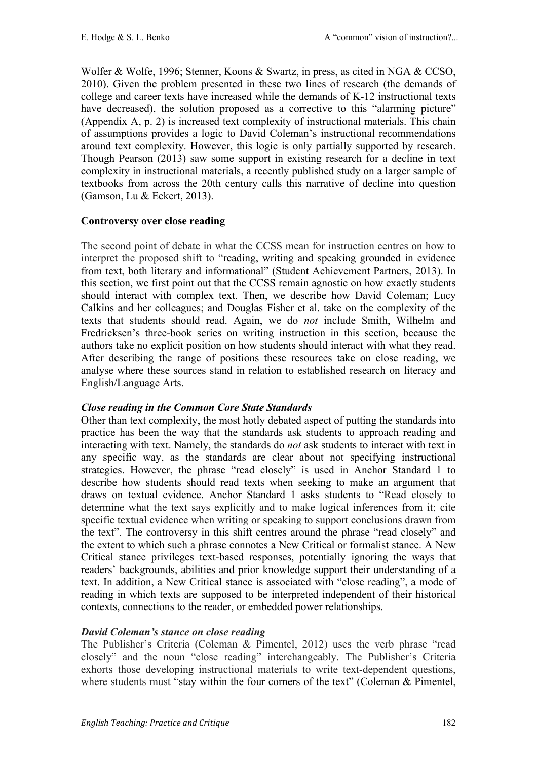Wolfer & Wolfe, 1996; Stenner, Koons & Swartz, in press, as cited in NGA & CCSO, 2010). Given the problem presented in these two lines of research (the demands of college and career texts have increased while the demands of K-12 instructional texts have decreased), the solution proposed as a corrective to this "alarming picture" (Appendix A, p. 2) is increased text complexity of instructional materials. This chain of assumptions provides a logic to David Coleman's instructional recommendations around text complexity. However, this logic is only partially supported by research. Though Pearson (2013) saw some support in existing research for a decline in text complexity in instructional materials, a recently published study on a larger sample of textbooks from across the 20th century calls this narrative of decline into question (Gamson, Lu & Eckert, 2013).

**Controversy over close reading**

The second point of debate in what the CCSS mean for instruction centres on how to interpret the proposed shift to "reading, writing and speaking grounded in evidence from text, both literary and informational" (Student Achievement Partners, 2013). In this section, we first point out that the CCSS remain agnostic on how exactly students should interact with complex text. Then, we describe how David Coleman; Lucy Calkins and her colleagues; and Douglas Fisher et al. take on the complexity of the texts that students should read. Again, we do *not* include Smith, Wilhelm and Fredricksen's three-book series on writing instruction in this section, because the authors take no explicit position on how students should interact with what they read. After describing the range of positions these resources take on close reading, we analyse where these sources stand in relation to established research on literacy and English/Language Arts.

***Close reading in the Common Core State Standards***

Other than text complexity, the most hotly debated aspect of putting the standards into practice has been the way that the standards ask students to approach reading and interacting with text. Namely, the standards do *not* ask students to interact with text in any specific way, as the standards are clear about not specifying instructional strategies. However, the phrase "read closely" is used in Anchor Standard 1 to describe how students should read texts when seeking to make an argument that draws on textual evidence. Anchor Standard 1 asks students to "Read closely to determine what the text says explicitly and to make logical inferences from it; cite specific textual evidence when writing or speaking to support conclusions drawn from the text". The controversy in this shift centres around the phrase "read closely" and the extent to which such a phrase connotes a New Critical or formalist stance. A New Critical stance privileges text-based responses, potentially ignoring the ways that readers' backgrounds, abilities and prior knowledge support their understanding of a text. In addition, a New Critical stance is associated with "close reading", a mode of reading in which texts are supposed to be interpreted independent of their historical contexts, connections to the reader, or embedded power relationships.

***David Coleman's stance on close reading***

The Publisher's Criteria (Coleman & Pimentel, 2012) uses the verb phrase "read closely" and the noun "close reading" interchangeably. The Publisher's Criteria exhorts those developing instructional materials to write text-dependent questions, where students must "stay within the four corners of the text" (Coleman & Pimentel,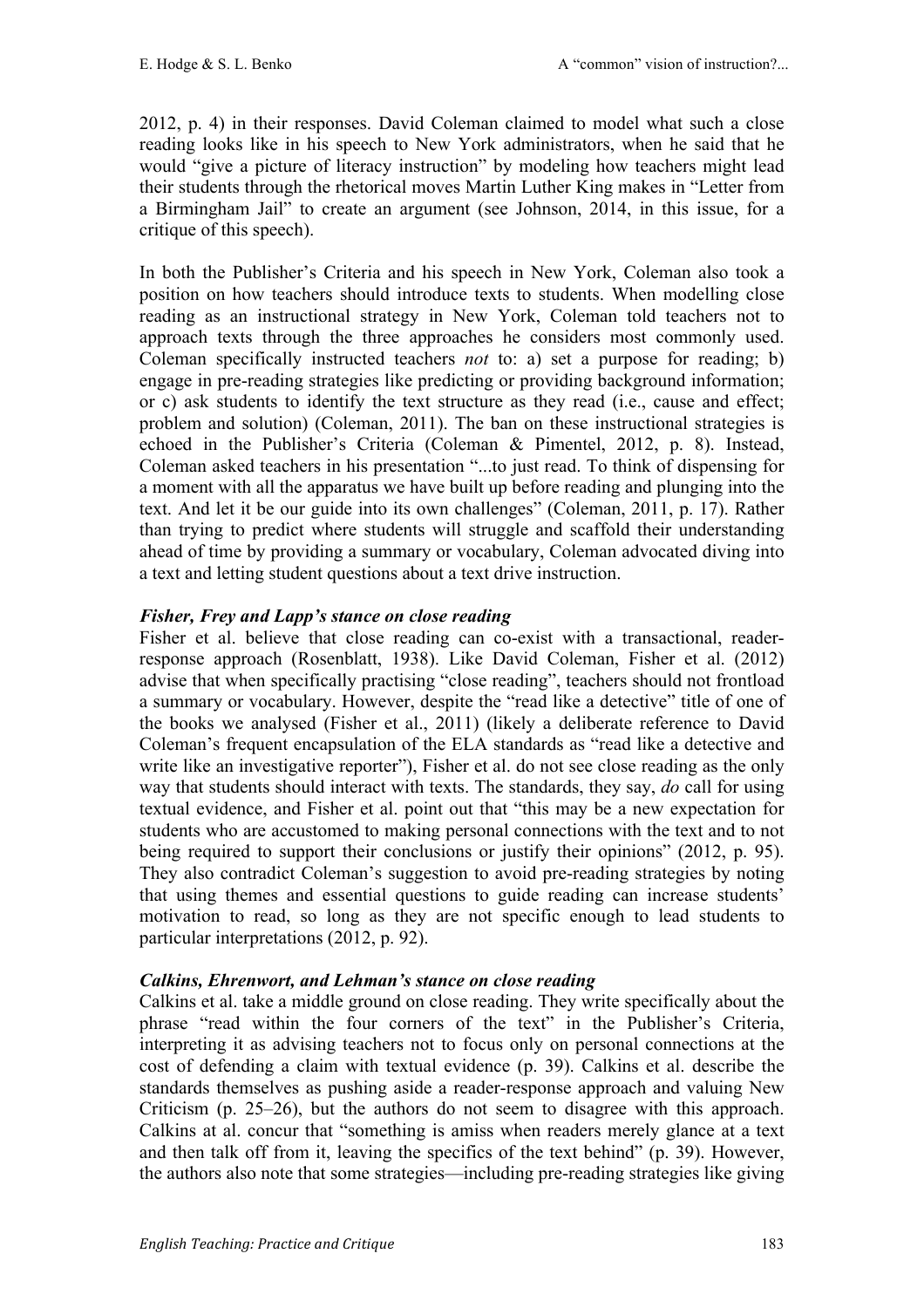2012, p. 4) in their responses. David Coleman claimed to model what such a close reading looks like in his speech to New York administrators, when he said that he would "give a picture of literacy instruction" by modeling how teachers might lead their students through the rhetorical moves Martin Luther King makes in "Letter from a Birmingham Jail" to create an argument (see Johnson, 2014, in this issue, for a critique of this speech).

In both the Publisher's Criteria and his speech in New York, Coleman also took a position on how teachers should introduce texts to students. When modelling close reading as an instructional strategy in New York, Coleman told teachers not to approach texts through the three approaches he considers most commonly used. Coleman specifically instructed teachers *not* to: a) set a purpose for reading; b) engage in pre-reading strategies like predicting or providing background information; or c) ask students to identify the text structure as they read (i.e., cause and effect; problem and solution) (Coleman, 2011). The ban on these instructional strategies is echoed in the Publisher's Criteria (Coleman & Pimentel, 2012, p. 8). Instead, Coleman asked teachers in his presentation "...to just read. To think of dispensing for a moment with all the apparatus we have built up before reading and plunging into the text. And let it be our guide into its own challenges" (Coleman, 2011, p. 17). Rather than trying to predict where students will struggle and scaffold their understanding ahead of time by providing a summary or vocabulary, Coleman advocated diving into a text and letting student questions about a text drive instruction.

***Fisher, Frey and Lapp's stance on close reading***

Fisher et al. believe that close reading can co-exist with a transactional, reader-response approach (Rosenblatt, 1938). Like David Coleman, Fisher et al. (2012) advise that when specifically practising "close reading", teachers should not frontload a summary or vocabulary. However, despite the "read like a detective" title of one of the books we analysed (Fisher et al., 2011) (likely a deliberate reference to David Coleman's frequent encapsulation of the ELA standards as "read like a detective and write like an investigative reporter"), Fisher et al. do not see close reading as the only way that students should interact with texts. The standards, they say, *do* call for using textual evidence, and Fisher et al. point out that "this may be a new expectation for students who are accustomed to making personal connections with the text and to not being required to support their conclusions or justify their opinions" (2012, p. 95). They also contradict Coleman's suggestion to avoid pre-reading strategies by noting that using themes and essential questions to guide reading can increase students' motivation to read, so long as they are not specific enough to lead students to particular interpretations (2012, p. 92).

***Calkins, Ehrenwort, and Lehman's stance on close reading***

Calkins et al. take a middle ground on close reading. They write specifically about the phrase "read within the four corners of the text" in the Publisher's Criteria, interpreting it as advising teachers not to focus only on personal connections at the cost of defending a claim with textual evidence (p. 39). Calkins et al. describe the standards themselves as pushing aside a reader-response approach and valuing New Criticism (p. 25–26), but the authors do not seem to disagree with this approach. Calkins at al. concur that "something is amiss when readers merely glance at a text and then talk off from it, leaving the specifics of the text behind" (p. 39). However, the authors also note that some strategies—including pre-reading strategies like giving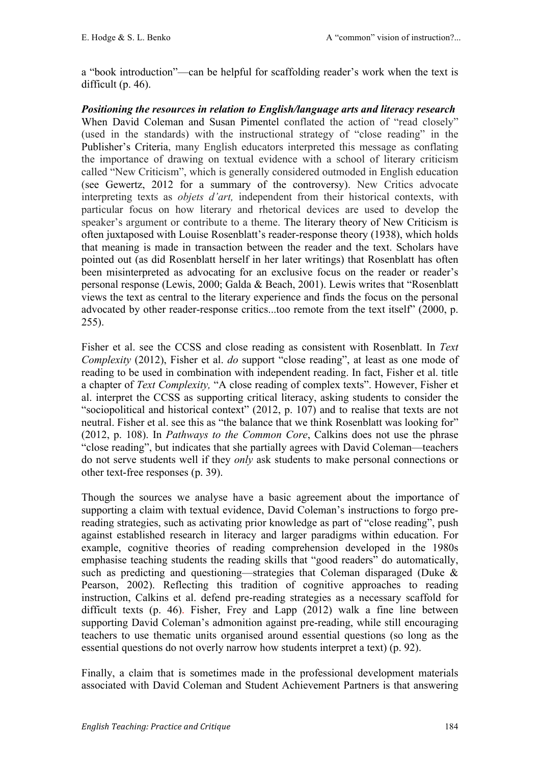a "book introduction"—can be helpful for scaffolding reader's work when the text is difficult (p. 46).

***Positioning the resources in relation to English/language arts and literacy research***

When David Coleman and Susan Pimentel conflated the action of "read closely" (used in the standards) with the instructional strategy of "close reading" in the Publisher's Criteria, many English educators interpreted this message as conflating the importance of drawing on textual evidence with a school of literary criticism called "New Criticism", which is generally considered outmoded in English education (see Gewertz, 2012 for a summary of the controversy). New Critics advocate interpreting texts as *objets d'art,* independent from their historical contexts, with particular focus on how literary and rhetorical devices are used to develop the speaker's argument or contribute to a theme. The literary theory of New Criticism is often juxtaposed with Louise Rosenblatt's reader-response theory (1938), which holds that meaning is made in transaction between the reader and the text. Scholars have pointed out (as did Rosenblatt herself in her later writings) that Rosenblatt has often been misinterpreted as advocating for an exclusive focus on the reader or reader's personal response (Lewis, 2000; Galda & Beach, 2001). Lewis writes that "Rosenblatt views the text as central to the literary experience and finds the focus on the personal advocated by other reader-response critics...too remote from the text itself" (2000, p. 255).

Fisher et al. see the CCSS and close reading as consistent with Rosenblatt. In *Text Complexity* (2012), Fisher et al. *do* support "close reading", at least as one mode of reading to be used in combination with independent reading. In fact, Fisher et al. title a chapter of *Text Complexity,* "A close reading of complex texts". However, Fisher et al. interpret the CCSS as supporting critical literacy, asking students to consider the "sociopolitical and historical context" (2012, p. 107) and to realise that texts are not neutral. Fisher et al. see this as "the balance that we think Rosenblatt was looking for" (2012, p. 108). In *Pathways to the Common Core*, Calkins does not use the phrase "close reading", but indicates that she partially agrees with David Coleman—teachers do not serve students well if they *only* ask students to make personal connections or other text-free responses (p. 39).

Though the sources we analyse have a basic agreement about the importance of supporting a claim with textual evidence, David Coleman's instructions to forgo pre-reading strategies, such as activating prior knowledge as part of "close reading", push against established research in literacy and larger paradigms within education. For example, cognitive theories of reading comprehension developed in the 1980s emphasise teaching students the reading skills that "good readers" do automatically, such as predicting and questioning—strategies that Coleman disparaged (Duke & Pearson, 2002). Reflecting this tradition of cognitive approaches to reading instruction, Calkins et al. defend pre-reading strategies as a necessary scaffold for difficult texts (p. 46). Fisher, Frey and Lapp (2012) walk a fine line between supporting David Coleman's admonition against pre-reading, while still encouraging teachers to use thematic units organised around essential questions (so long as the essential questions do not overly narrow how students interpret a text) (p. 92).

Finally, a claim that is sometimes made in the professional development materials associated with David Coleman and Student Achievement Partners is that answering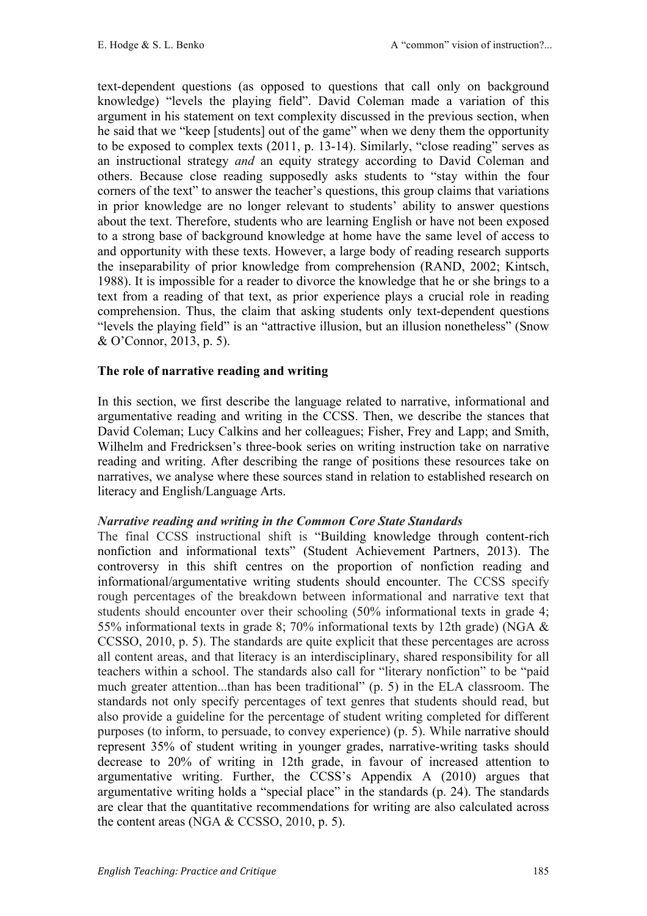text-dependent questions (as opposed to questions that call only on background knowledge) "levels the playing field". David Coleman made a variation of this argument in his statement on text complexity discussed in the previous section, when he said that we "keep [students] out of the game" when we deny them the opportunity to be exposed to complex texts (2011, p. 13-14). Similarly, "close reading" serves as an instructional strategy *and* an equity strategy according to David Coleman and others. Because close reading supposedly asks students to "stay within the four corners of the text" to answer the teacher's questions, this group claims that variations in prior knowledge are no longer relevant to students' ability to answer questions about the text. Therefore, students who are learning English or have not been exposed to a strong base of background knowledge at home have the same level of access to and opportunity with these texts. However, a large body of reading research supports the inseparability of prior knowledge from comprehension (RAND, 2002; Kintsch, 1988). It is impossible for a reader to divorce the knowledge that he or she brings to a text from a reading of that text, as prior experience plays a crucial role in reading comprehension. Thus, the claim that asking students only text-dependent questions "levels the playing field" is an "attractive illusion, but an illusion nonetheless" (Snow & O'Connor, 2013, p. 5).

## The role of narrative reading and writing

In this section, we first describe the language related to narrative, informational and argumentative reading and writing in the CCSS. Then, we describe the stances that David Coleman; Lucy Calkins and her colleagues; Fisher, Frey and Lapp; and Smith, Wilhelm and Fredricksen's three-book series on writing instruction take on narrative reading and writing. After describing the range of positions these resources take on narratives, we analyse where these sources stand in relation to established research on literacy and English/Language Arts.

### *Narrative reading and writing in the Common Core State Standards*

The final CCSS instructional shift is "Building knowledge through content-rich nonfiction and informational texts" (Student Achievement Partners, 2013). The controversy in this shift centres on the proportion of nonfiction reading and informational/argumentative writing students should encounter. The CCSS specify rough percentages of the breakdown between informational and narrative text that students should encounter over their schooling (50% informational texts in grade 4; 55% informational texts in grade 8; 70% informational texts by 12th grade) (NGA & CCSSO, 2010, p. 5). The standards are quite explicit that these percentages are across all content areas, and that literacy is an interdisciplinary, shared responsibility for all teachers within a school. The standards also call for "literary nonfiction" to be "paid much greater attention...than has been traditional" (p. 5) in the ELA classroom. The standards not only specify percentages of text genres that students should read, but also provide a guideline for the percentage of student writing completed for different purposes (to inform, to persuade, to convey experience) (p. 5). While narrative should represent 35% of student writing in younger grades, narrative-writing tasks should decrease to 20% of writing in 12th grade, in favour of increased attention to argumentative writing. Further, the CCSS's Appendix A (2010) argues that argumentative writing holds a "special place" in the standards (p. 24). The standards are clear that the quantitative recommendations for writing are also calculated across the content areas (NGA & CCSSO, 2010, p. 5).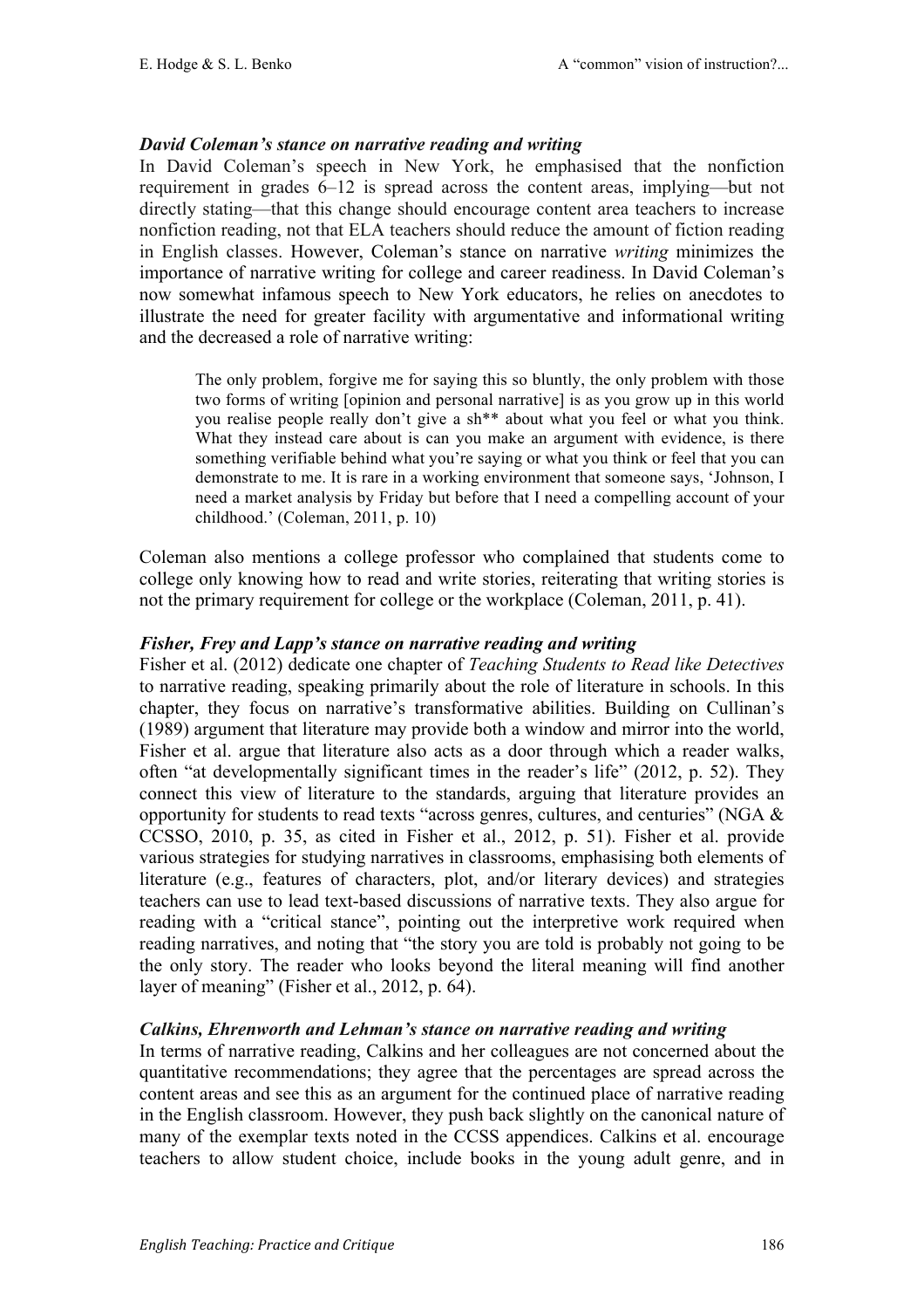### *David Coleman's stance on narrative reading and writing*

In David Coleman's speech in New York, he emphasised that the nonfiction requirement in grades 6–12 is spread across the content areas, implying—but not directly stating—that this change should encourage content area teachers to increase nonfiction reading, not that ELA teachers should reduce the amount of fiction reading in English classes. However, Coleman's stance on narrative *writing* minimizes the importance of narrative writing for college and career readiness. In David Coleman's now somewhat infamous speech to New York educators, he relies on anecdotes to illustrate the need for greater facility with argumentative and informational writing and the decreased a role of narrative writing:

> The only problem, forgive me for saying this so bluntly, the only problem with those two forms of writing [opinion and personal narrative] is as you grow up in this world you realise people really don't give a sh** about what you feel or what you think. What they instead care about is can you make an argument with evidence, is there something verifiable behind what you're saying or what you think or feel that you can demonstrate to me. It is rare in a working environment that someone says, 'Johnson, I need a market analysis by Friday but before that I need a compelling account of your childhood.' (Coleman, 2011, p. 10)

Coleman also mentions a college professor who complained that students come to college only knowing how to read and write stories, reiterating that writing stories is not the primary requirement for college or the workplace (Coleman, 2011, p. 41).

### *Fisher, Frey and Lapp's stance on narrative reading and writing*

Fisher et al. (2012) dedicate one chapter of *Teaching Students to Read like Detectives* to narrative reading, speaking primarily about the role of literature in schools. In this chapter, they focus on narrative's transformative abilities. Building on Cullinan's (1989) argument that literature may provide both a window and mirror into the world, Fisher et al. argue that literature also acts as a door through which a reader walks, often "at developmentally significant times in the reader's life" (2012, p. 52). They connect this view of literature to the standards, arguing that literature provides an opportunity for students to read texts "across genres, cultures, and centuries" (NGA & CCSSO, 2010, p. 35, as cited in Fisher et al., 2012, p. 51). Fisher et al. provide various strategies for studying narratives in classrooms, emphasising both elements of literature (e.g., features of characters, plot, and/or literary devices) and strategies teachers can use to lead text-based discussions of narrative texts. They also argue for reading with a "critical stance", pointing out the interpretive work required when reading narratives, and noting that "the story you are told is probably not going to be the only story. The reader who looks beyond the literal meaning will find another layer of meaning" (Fisher et al., 2012, p. 64).

### *Calkins, Ehrenworth and Lehman's stance on narrative reading and writing*

In terms of narrative reading, Calkins and her colleagues are not concerned about the quantitative recommendations; they agree that the percentages are spread across the content areas and see this as an argument for the continued place of narrative reading in the English classroom. However, they push back slightly on the canonical nature of many of the exemplar texts noted in the CCSS appendices. Calkins et al. encourage teachers to allow student choice, include books in the young adult genre, and in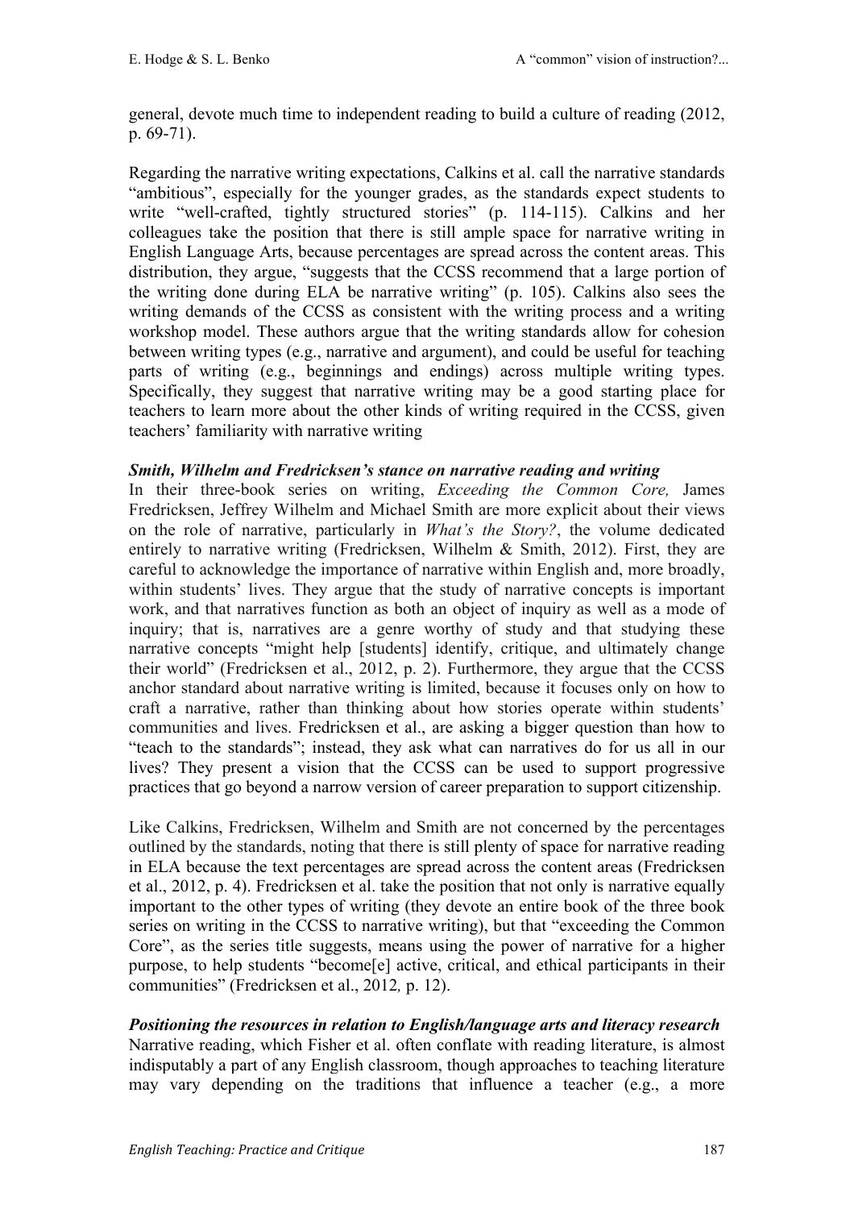general, devote much time to independent reading to build a culture of reading (2012, p. 69-71).

Regarding the narrative writing expectations, Calkins et al. call the narrative standards "ambitious", especially for the younger grades, as the standards expect students to write "well-crafted, tightly structured stories" (p. 114-115). Calkins and her colleagues take the position that there is still ample space for narrative writing in English Language Arts, because percentages are spread across the content areas. This distribution, they argue, "suggests that the CCSS recommend that a large portion of the writing done during ELA be narrative writing" (p. 105). Calkins also sees the writing demands of the CCSS as consistent with the writing process and a writing workshop model. These authors argue that the writing standards allow for cohesion between writing types (e.g., narrative and argument), and could be useful for teaching parts of writing (e.g., beginnings and endings) across multiple writing types. Specifically, they suggest that narrative writing may be a good starting place for teachers to learn more about the other kinds of writing required in the CCSS, given teachers' familiarity with narrative writing

***Smith, Wilhelm and Fredricksen's stance on narrative reading and writing***

In their three-book series on writing, *Exceeding the Common Core,* James Fredricksen, Jeffrey Wilhelm and Michael Smith are more explicit about their views on the role of narrative, particularly in *What's the Story?*, the volume dedicated entirely to narrative writing (Fredricksen, Wilhelm & Smith, 2012). First, they are careful to acknowledge the importance of narrative within English and, more broadly, within students' lives. They argue that the study of narrative concepts is important work, and that narratives function as both an object of inquiry as well as a mode of inquiry; that is, narratives are a genre worthy of study and that studying these narrative concepts "might help [students] identify, critique, and ultimately change their world" (Fredricksen et al., 2012, p. 2). Furthermore, they argue that the CCSS anchor standard about narrative writing is limited, because it focuses only on how to craft a narrative, rather than thinking about how stories operate within students' communities and lives. Fredricksen et al., are asking a bigger question than how to "teach to the standards"; instead, they ask what can narratives do for us all in our lives? They present a vision that the CCSS can be used to support progressive practices that go beyond a narrow version of career preparation to support citizenship.

Like Calkins, Fredricksen, Wilhelm and Smith are not concerned by the percentages outlined by the standards, noting that there is still plenty of space for narrative reading in ELA because the text percentages are spread across the content areas (Fredricksen et al., 2012, p. 4). Fredricksen et al. take the position that not only is narrative equally important to the other types of writing (they devote an entire book of the three book series on writing in the CCSS to narrative writing), but that "exceeding the Common Core", as the series title suggests, means using the power of narrative for a higher purpose, to help students "become[e] active, critical, and ethical participants in their communities" (Fredricksen et al., 2012*,* p. 12).

***Positioning the resources in relation to English/language arts and literacy research***

Narrative reading, which Fisher et al. often conflate with reading literature, is almost indisputably a part of any English classroom, though approaches to teaching literature may vary depending on the traditions that influence a teacher (e.g., a more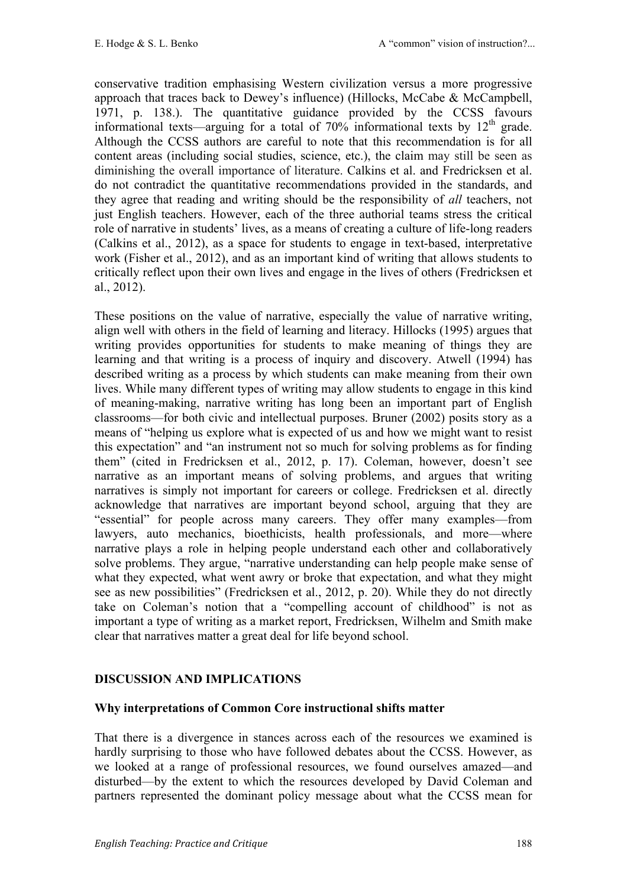conservative tradition emphasising Western civilization versus a more progressive approach that traces back to Dewey's influence) (Hillocks, McCabe & McCampbell, 1971, p. 138.). The quantitative guidance provided by the CCSS favours informational texts—arguing for a total of 70% informational texts by 12th grade. Although the CCSS authors are careful to note that this recommendation is for all content areas (including social studies, science, etc.), the claim may still be seen as diminishing the overall importance of literature. Calkins et al. and Fredricksen et al. do not contradict the quantitative recommendations provided in the standards, and they agree that reading and writing should be the responsibility of *all* teachers, not just English teachers. However, each of the three authorial teams stress the critical role of narrative in students' lives, as a means of creating a culture of life-long readers (Calkins et al., 2012), as a space for students to engage in text-based, interpretative work (Fisher et al., 2012), and as an important kind of writing that allows students to critically reflect upon their own lives and engage in the lives of others (Fredricksen et al., 2012).

These positions on the value of narrative, especially the value of narrative writing, align well with others in the field of learning and literacy. Hillocks (1995) argues that writing provides opportunities for students to make meaning of things they are learning and that writing is a process of inquiry and discovery. Atwell (1994) has described writing as a process by which students can make meaning from their own lives. While many different types of writing may allow students to engage in this kind of meaning-making, narrative writing has long been an important part of English classrooms—for both civic and intellectual purposes. Bruner (2002) posits story as a means of "helping us explore what is expected of us and how we might want to resist this expectation" and "an instrument not so much for solving problems as for finding them" (cited in Fredricksen et al., 2012, p. 17). Coleman, however, doesn't see narrative as an important means of solving problems, and argues that writing narratives is simply not important for careers or college. Fredricksen et al. directly acknowledge that narratives are important beyond school, arguing that they are "essential" for people across many careers. They offer many examples—from lawyers, auto mechanics, bioethicists, health professionals, and more—where narrative plays a role in helping people understand each other and collaboratively solve problems. They argue, "narrative understanding can help people make sense of what they expected, what went awry or broke that expectation, and what they might see as new possibilities" (Fredricksen et al., 2012, p. 20). While they do not directly take on Coleman's notion that a "compelling account of childhood" is not as important a type of writing as a market report, Fredricksen, Wilhelm and Smith make clear that narratives matter a great deal for life beyond school.

## DISCUSSION AND IMPLICATIONS

### Why interpretations of Common Core instructional shifts matter

That there is a divergence in stances across each of the resources we examined is hardly surprising to those who have followed debates about the CCSS. However, as we looked at a range of professional resources, we found ourselves amazed—and disturbed—by the extent to which the resources developed by David Coleman and partners represented the dominant policy message about what the CCSS mean for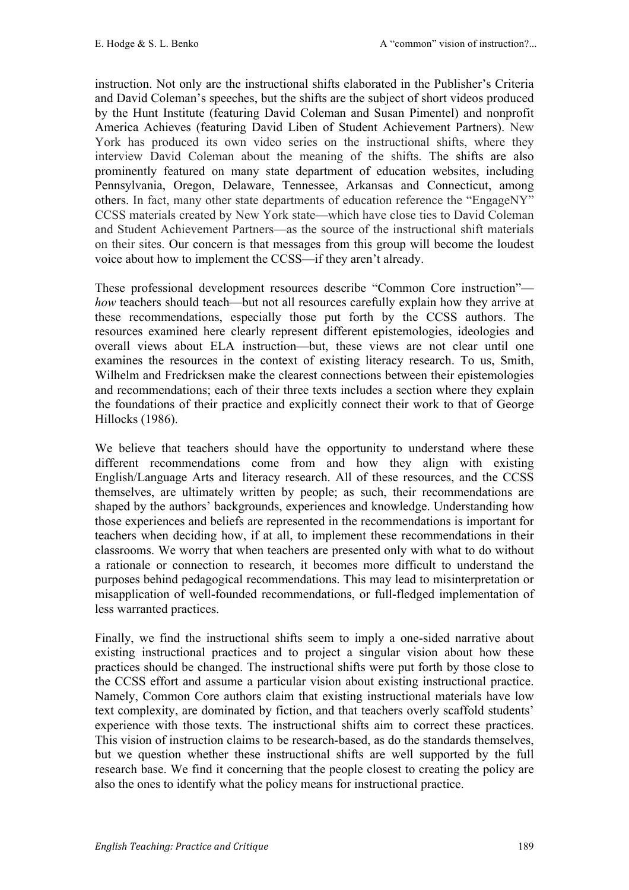instruction. Not only are the instructional shifts elaborated in the Publisher's Criteria and David Coleman's speeches, but the shifts are the subject of short videos produced by the Hunt Institute (featuring David Coleman and Susan Pimentel) and nonprofit America Achieves (featuring David Liben of Student Achievement Partners). New York has produced its own video series on the instructional shifts, where they interview David Coleman about the meaning of the shifts. The shifts are also prominently featured on many state department of education websites, including Pennsylvania, Oregon, Delaware, Tennessee, Arkansas and Connecticut, among others. In fact, many other state departments of education reference the "EngageNY" CCSS materials created by New York state—which have close ties to David Coleman and Student Achievement Partners—as the source of the instructional shift materials on their sites. Our concern is that messages from this group will become the loudest voice about how to implement the CCSS—if they aren't already.

These professional development resources describe "Common Core instruction"—*how* teachers should teach—but not all resources carefully explain how they arrive at these recommendations, especially those put forth by the CCSS authors. The resources examined here clearly represent different epistemologies, ideologies and overall views about ELA instruction—but, these views are not clear until one examines the resources in the context of existing literacy research. To us, Smith, Wilhelm and Fredricksen make the clearest connections between their epistemologies and recommendations; each of their three texts includes a section where they explain the foundations of their practice and explicitly connect their work to that of George Hillocks (1986).

We believe that teachers should have the opportunity to understand where these different recommendations come from and how they align with existing English/Language Arts and literacy research. All of these resources, and the CCSS themselves, are ultimately written by people; as such, their recommendations are shaped by the authors' backgrounds, experiences and knowledge. Understanding how those experiences and beliefs are represented in the recommendations is important for teachers when deciding how, if at all, to implement these recommendations in their classrooms. We worry that when teachers are presented only with what to do without a rationale or connection to research, it becomes more difficult to understand the purposes behind pedagogical recommendations. This may lead to misinterpretation or misapplication of well-founded recommendations, or full-fledged implementation of less warranted practices.

Finally, we find the instructional shifts seem to imply a one-sided narrative about existing instructional practices and to project a singular vision about how these practices should be changed. The instructional shifts were put forth by those close to the CCSS effort and assume a particular vision about existing instructional practice. Namely, Common Core authors claim that existing instructional materials have low text complexity, are dominated by fiction, and that teachers overly scaffold students' experience with those texts. The instructional shifts aim to correct these practices. This vision of instruction claims to be research-based, as do the standards themselves, but we question whether these instructional shifts are well supported by the full research base. We find it concerning that the people closest to creating the policy are also the ones to identify what the policy means for instructional practice.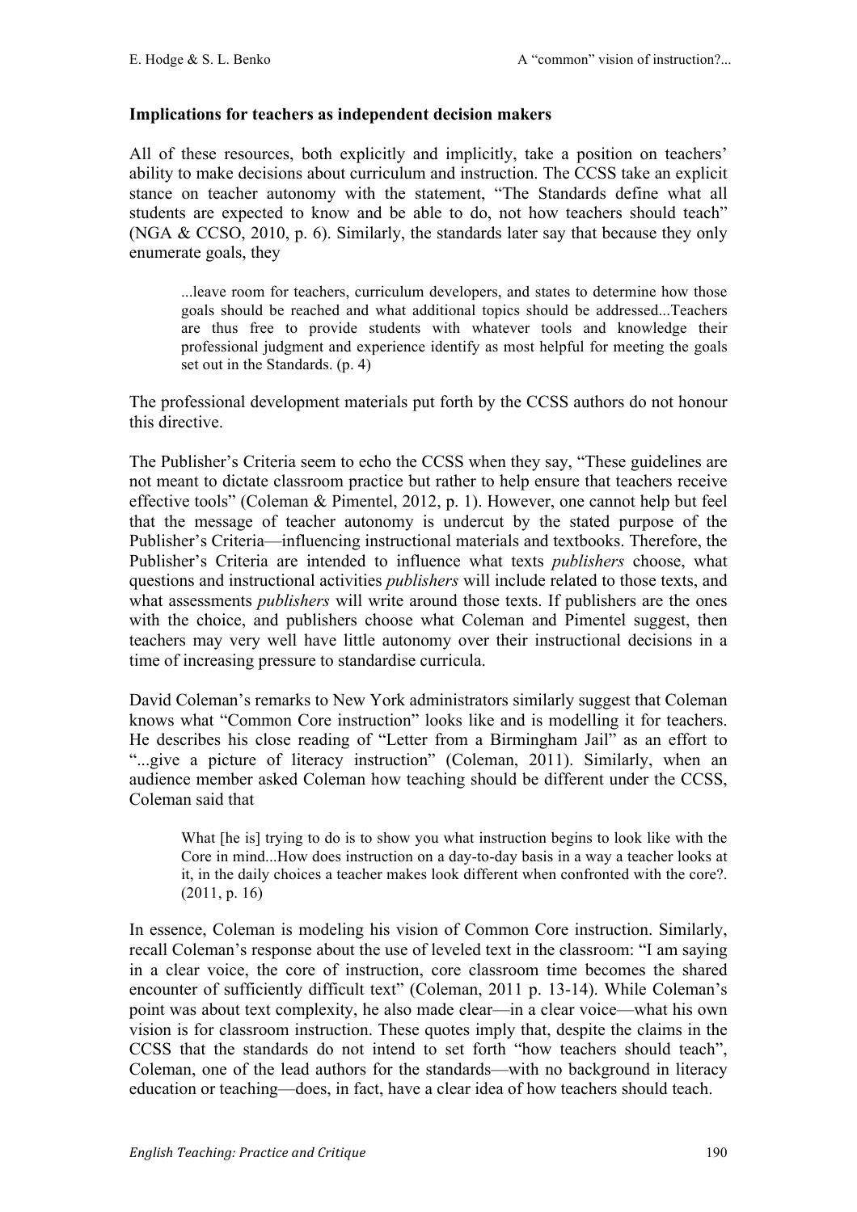**Implications for teachers as independent decision makers**

All of these resources, both explicitly and implicitly, take a position on teachers' ability to make decisions about curriculum and instruction. The CCSS take an explicit stance on teacher autonomy with the statement, "The Standards define what all students are expected to know and be able to do, not how teachers should teach" (NGA & CCSO, 2010, p. 6). Similarly, the standards later say that because they only enumerate goals, they

> ...leave room for teachers, curriculum developers, and states to determine how those goals should be reached and what additional topics should be addressed...Teachers are thus free to provide students with whatever tools and knowledge their professional judgment and experience identify as most helpful for meeting the goals set out in the Standards. (p. 4)

The professional development materials put forth by the CCSS authors do not honour this directive.

The Publisher's Criteria seem to echo the CCSS when they say, "These guidelines are not meant to dictate classroom practice but rather to help ensure that teachers receive effective tools" (Coleman & Pimentel, 2012, p. 1). However, one cannot help but feel that the message of teacher autonomy is undercut by the stated purpose of the Publisher's Criteria—influencing instructional materials and textbooks. Therefore, the Publisher's Criteria are intended to influence what texts *publishers* choose, what questions and instructional activities *publishers* will include related to those texts, and what assessments *publishers* will write around those texts. If publishers are the ones with the choice, and publishers choose what Coleman and Pimentel suggest, then teachers may very well have little autonomy over their instructional decisions in a time of increasing pressure to standardise curricula.

David Coleman's remarks to New York administrators similarly suggest that Coleman knows what "Common Core instruction" looks like and is modelling it for teachers. He describes his close reading of "Letter from a Birmingham Jail" as an effort to "...give a picture of literacy instruction" (Coleman, 2011). Similarly, when an audience member asked Coleman how teaching should be different under the CCSS, Coleman said that

> What [he is] trying to do is to show you what instruction begins to look like with the Core in mind...How does instruction on a day-to-day basis in a way a teacher looks at it, in the daily choices a teacher makes look different when confronted with the core?. (2011, p. 16)

In essence, Coleman is modeling his vision of Common Core instruction. Similarly, recall Coleman's response about the use of leveled text in the classroom: "I am saying in a clear voice, the core of instruction, core classroom time becomes the shared encounter of sufficiently difficult text" (Coleman, 2011 p. 13-14). While Coleman's point was about text complexity, he also made clear—in a clear voice—what his own vision is for classroom instruction. These quotes imply that, despite the claims in the CCSS that the standards do not intend to set forth "how teachers should teach", Coleman, one of the lead authors for the standards—with no background in literacy education or teaching—does, in fact, have a clear idea of how teachers should teach.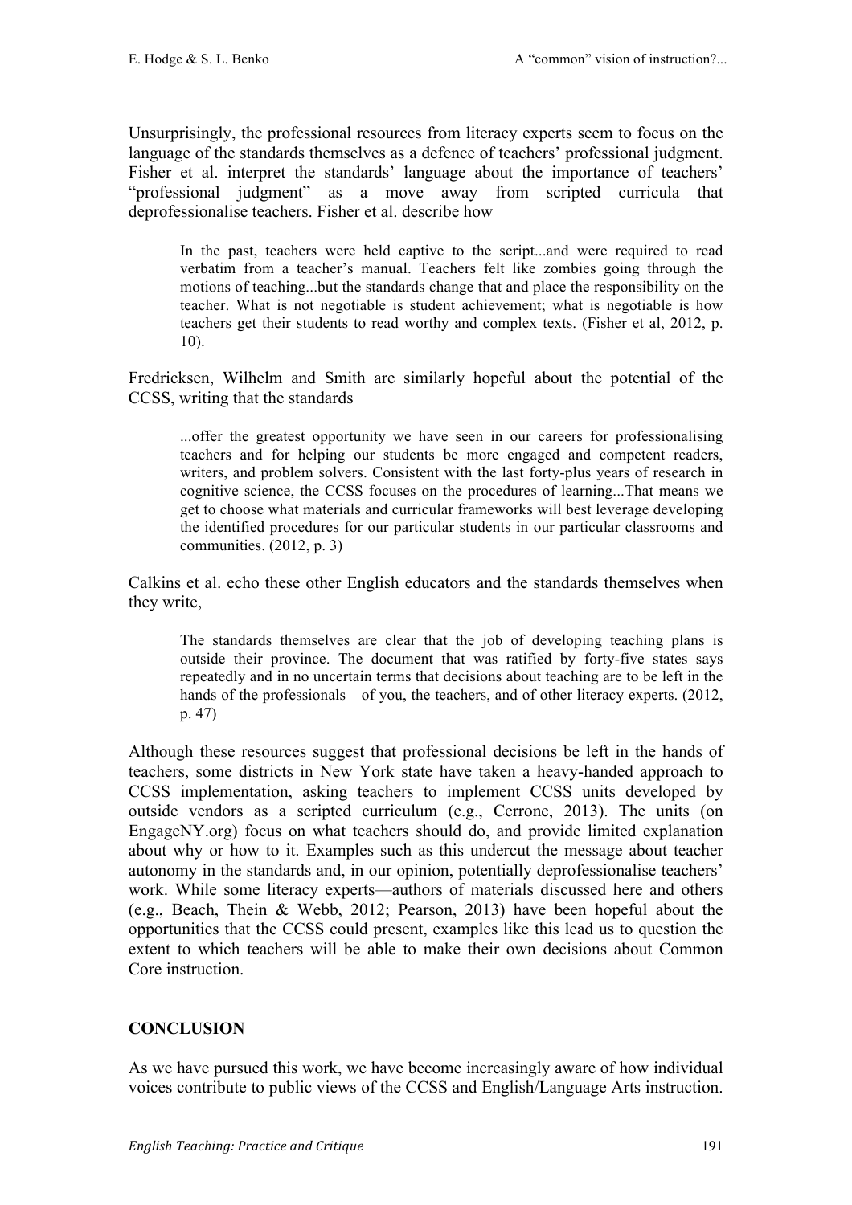Unsurprisingly, the professional resources from literacy experts seem to focus on the language of the standards themselves as a defence of teachers' professional judgment. Fisher et al. interpret the standards' language about the importance of teachers' "professional judgment" as a move away from scripted curricula that deprofessionalise teachers. Fisher et al. describe how

> In the past, teachers were held captive to the script...and were required to read verbatim from a teacher's manual. Teachers felt like zombies going through the motions of teaching...but the standards change that and place the responsibility on the teacher. What is not negotiable is student achievement; what is negotiable is how teachers get their students to read worthy and complex texts. (Fisher et al, 2012, p. 10).

Fredricksen, Wilhelm and Smith are similarly hopeful about the potential of the CCSS, writing that the standards

> ...offer the greatest opportunity we have seen in our careers for professionalising teachers and for helping our students be more engaged and competent readers, writers, and problem solvers. Consistent with the last forty-plus years of research in cognitive science, the CCSS focuses on the procedures of learning...That means we get to choose what materials and curricular frameworks will best leverage developing the identified procedures for our particular students in our particular classrooms and communities. (2012, p. 3)

Calkins et al. echo these other English educators and the standards themselves when they write,

> The standards themselves are clear that the job of developing teaching plans is outside their province. The document that was ratified by forty-five states says repeatedly and in no uncertain terms that decisions about teaching are to be left in the hands of the professionals—of you, the teachers, and of other literacy experts. (2012, p. 47)

Although these resources suggest that professional decisions be left in the hands of teachers, some districts in New York state have taken a heavy-handed approach to CCSS implementation, asking teachers to implement CCSS units developed by outside vendors as a scripted curriculum (e.g., Cerrone, 2013). The units (on EngageNY.org) focus on what teachers should do, and provide limited explanation about why or how to it. Examples such as this undercut the message about teacher autonomy in the standards and, in our opinion, potentially deprofessionalise teachers' work. While some literacy experts—authors of materials discussed here and others (e.g., Beach, Thein & Webb, 2012; Pearson, 2013) have been hopeful about the opportunities that the CCSS could present, examples like this lead us to question the extent to which teachers will be able to make their own decisions about Common Core instruction.

## CONCLUSION

As we have pursued this work, we have become increasingly aware of how individual voices contribute to public views of the CCSS and English/Language Arts instruction.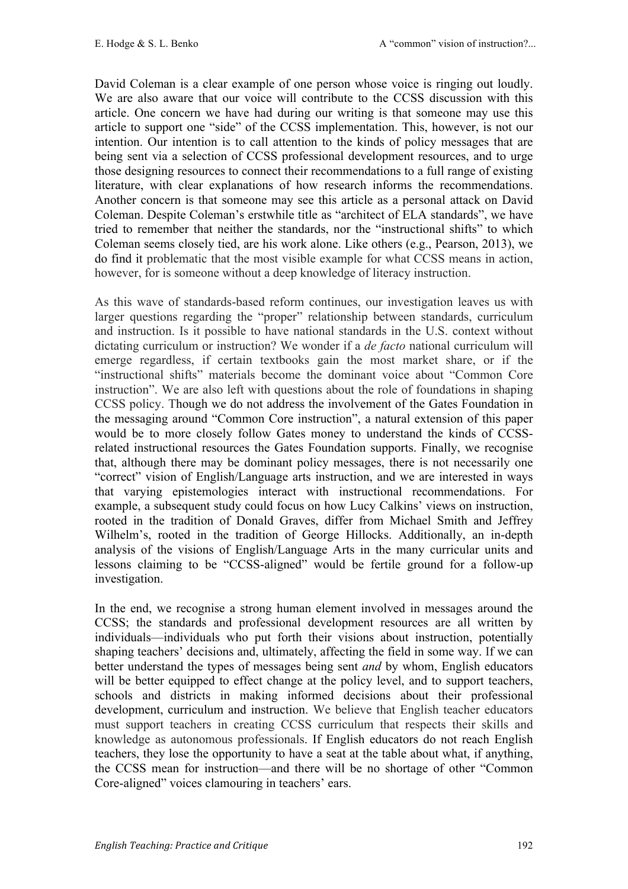David Coleman is a clear example of one person whose voice is ringing out loudly. We are also aware that our voice will contribute to the CCSS discussion with this article. One concern we have had during our writing is that someone may use this article to support one "side" of the CCSS implementation. This, however, is not our intention. Our intention is to call attention to the kinds of policy messages that are being sent via a selection of CCSS professional development resources, and to urge those designing resources to connect their recommendations to a full range of existing literature, with clear explanations of how research informs the recommendations. Another concern is that someone may see this article as a personal attack on David Coleman. Despite Coleman's erstwhile title as "architect of ELA standards", we have tried to remember that neither the standards, nor the "instructional shifts" to which Coleman seems closely tied, are his work alone. Like others (e.g., Pearson, 2013), we do find it problematic that the most visible example for what CCSS means in action, however, for is someone without a deep knowledge of literacy instruction.

As this wave of standards-based reform continues, our investigation leaves us with larger questions regarding the "proper" relationship between standards, curriculum and instruction. Is it possible to have national standards in the U.S. context without dictating curriculum or instruction? We wonder if a *de facto* national curriculum will emerge regardless, if certain textbooks gain the most market share, or if the "instructional shifts" materials become the dominant voice about "Common Core instruction". We are also left with questions about the role of foundations in shaping CCSS policy. Though we do not address the involvement of the Gates Foundation in the messaging around "Common Core instruction", a natural extension of this paper would be to more closely follow Gates money to understand the kinds of CCSS-related instructional resources the Gates Foundation supports. Finally, we recognise that, although there may be dominant policy messages, there is not necessarily one "correct" vision of English/Language arts instruction, and we are interested in ways that varying epistemologies interact with instructional recommendations. For example, a subsequent study could focus on how Lucy Calkins' views on instruction, rooted in the tradition of Donald Graves, differ from Michael Smith and Jeffrey Wilhelm's, rooted in the tradition of George Hillocks. Additionally, an in-depth analysis of the visions of English/Language Arts in the many curricular units and lessons claiming to be "CCSS-aligned" would be fertile ground for a follow-up investigation.

In the end, we recognise a strong human element involved in messages around the CCSS; the standards and professional development resources are all written by individuals—individuals who put forth their visions about instruction, potentially shaping teachers' decisions and, ultimately, affecting the field in some way. If we can better understand the types of messages being sent *and* by whom, English educators will be better equipped to effect change at the policy level, and to support teachers, schools and districts in making informed decisions about their professional development, curriculum and instruction. We believe that English teacher educators must support teachers in creating CCSS curriculum that respects their skills and knowledge as autonomous professionals. If English educators do not reach English teachers, they lose the opportunity to have a seat at the table about what, if anything, the CCSS mean for instruction—and there will be no shortage of other "Common Core-aligned" voices clamouring in teachers' ears.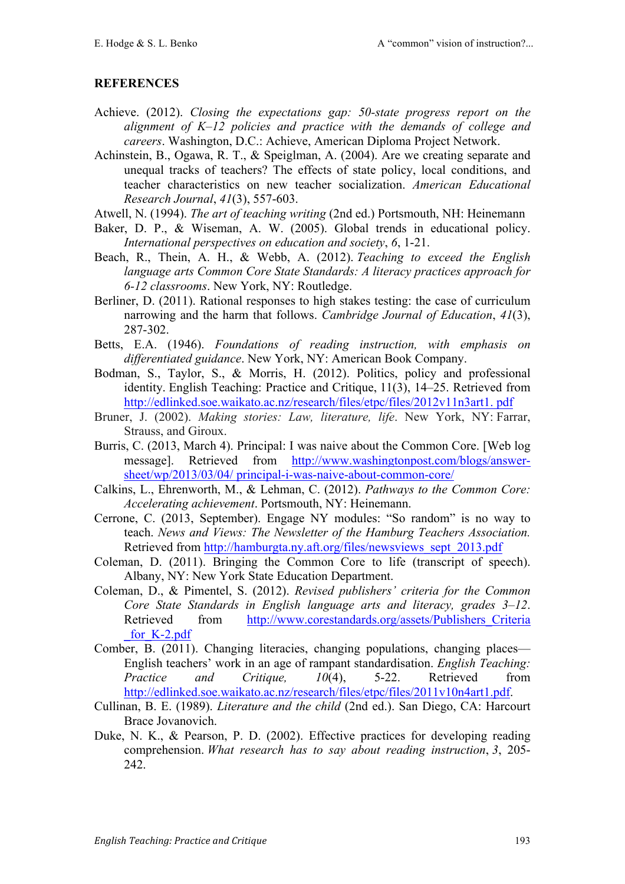## REFERENCES

Achieve. (2012). *Closing the expectations gap: 50-state progress report on the alignment of K–12 policies and practice with the demands of college and careers*. Washington, D.C.: Achieve, American Diploma Project Network.

Achinstein, B., Ogawa, R. T., & Speiglman, A. (2004). Are we creating separate and unequal tracks of teachers? The effects of state policy, local conditions, and teacher characteristics on new teacher socialization. *American Educational Research Journal*, *41*(3), 557-603.

Atwell, N. (1994). *The art of teaching writing* (2nd ed.) Portsmouth, NH: Heinemann

Baker, D. P., & Wiseman, A. W. (2005). Global trends in educational policy. *International perspectives on education and society*, *6*, 1-21.

Beach, R., Thein, A. H., & Webb, A. (2012). *Teaching to exceed the English language arts Common Core State Standards: A literacy practices approach for 6-12 classrooms*. New York, NY: Routledge.

Berliner, D. (2011). Rational responses to high stakes testing: the case of curriculum narrowing and the harm that follows. *Cambridge Journal of Education*, *41*(3), 287-302.

Betts, E.A. (1946). *Foundations of reading instruction, with emphasis on differentiated guidance*. New York, NY: American Book Company.

Bodman, S., Taylor, S., & Morris, H. (2012). Politics, policy and professional identity. English Teaching: Practice and Critique, 11(3), 14–25. Retrieved from http://edlinked.soe.waikato.ac.nz/research/files/etpc/files/2012v11n3art1. pdf

Bruner, J. (2002). *Making stories: Law, literature, life*. New York, NY: Farrar, Strauss, and Giroux.

Burris, C. (2013, March 4). Principal: I was naive about the Common Core. [Web log message]. Retrieved from http://www.washingtonpost.com/blogs/answer-sheet/wp/2013/03/04/ principal-i-was-naive-about-common-core/

Calkins, L., Ehrenworth, M., & Lehman, C. (2012). *Pathways to the Common Core: Accelerating achievement*. Portsmouth, NY: Heinemann.

Cerrone, C. (2013, September). Engage NY modules: "So random" is no way to teach. *News and Views: The Newsletter of the Hamburg Teachers Association.* Retrieved from http://hamburgta.ny.aft.org/files/newsviews_sept_2013.pdf

Coleman, D. (2011). Bringing the Common Core to life (transcript of speech). Albany, NY: New York State Education Department.

Coleman, D., & Pimentel, S. (2012). *Revised publishers' criteria for the Common Core State Standards in English language arts and literacy, grades 3–12*. Retrieved from http://www.corestandards.org/assets/Publishers_Criteria_for_K-2.pdf

Comber, B. (2011). Changing literacies, changing populations, changing places—English teachers' work in an age of rampant standardisation. *English Teaching: Practice and Critique, 10*(4), 5-22. Retrieved from http://edlinked.soe.waikato.ac.nz/research/files/etpc/files/2011v10n4art1.pdf.

Cullinan, B. E. (1989). *Literature and the child* (2nd ed.). San Diego, CA: Harcourt Brace Jovanovich.

Duke, N. K., & Pearson, P. D. (2002). Effective practices for developing reading comprehension. *What research has to say about reading instruction*, *3*, 205-242.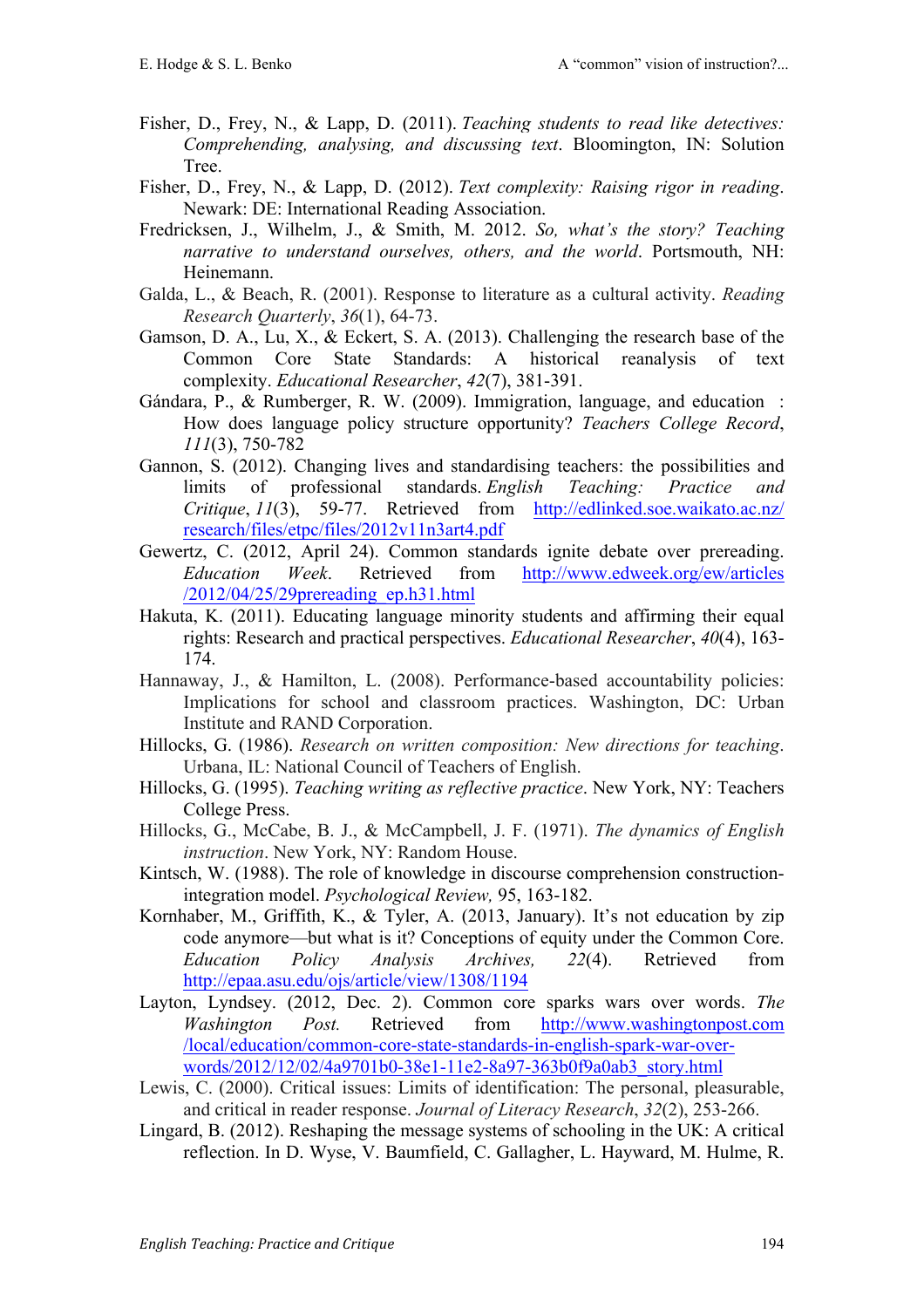Fisher, D., Frey, N., & Lapp, D. (2011). *Teaching students to read like detectives: Comprehending, analysing, and discussing text*. Bloomington, IN: Solution Tree.

Fisher, D., Frey, N., & Lapp, D. (2012). *Text complexity: Raising rigor in reading*. Newark: DE: International Reading Association.

Fredricksen, J., Wilhelm, J., & Smith, M. 2012. *So, what's the story? Teaching narrative to understand ourselves, others, and the world*. Portsmouth, NH: Heinemann.

Galda, L., & Beach, R. (2001). Response to literature as a cultural activity. *Reading Research Quarterly*, *36*(1), 64-73.

Gamson, D. A., Lu, X., & Eckert, S. A. (2013). Challenging the research base of the Common Core State Standards: A historical reanalysis of text complexity. *Educational Researcher*, *42*(7), 381-391.

Gándara, P., & Rumberger, R. W. (2009). Immigration, language, and education : How does language policy structure opportunity? *Teachers College Record*, *111*(3), 750-782

Gannon, S. (2012). Changing lives and standardising teachers: the possibilities and limits of professional standards. *English Teaching: Practice and Critique*, *11*(3), 59-77. Retrieved from http://edlinked.soe.waikato.ac.nz/research/files/etpc/files/2012v11n3art4.pdf

Gewertz, C. (2012, April 24). Common standards ignite debate over prereading. *Education Week*. Retrieved from http://www.edweek.org/ew/articles/2012/04/25/29prereading_ep.h31.html

Hakuta, K. (2011). Educating language minority students and affirming their equal rights: Research and practical perspectives. *Educational Researcher*, *40*(4), 163-174.

Hannaway, J., & Hamilton, L. (2008). Performance-based accountability policies: Implications for school and classroom practices. Washington, DC: Urban Institute and RAND Corporation.

Hillocks, G. (1986). *Research on written composition: New directions for teaching*. Urbana, IL: National Council of Teachers of English.

Hillocks, G. (1995). *Teaching writing as reflective practice*. New York, NY: Teachers College Press.

Hillocks, G., McCabe, B. J., & McCampbell, J. F. (1971). *The dynamics of English instruction*. New York, NY: Random House.

Kintsch, W. (1988). The role of knowledge in discourse comprehension construction-integration model. *Psychological Review,* 95, 163-182.

Kornhaber, M., Griffith, K., & Tyler, A. (2013, January). It's not education by zip code anymore—but what is it? Conceptions of equity under the Common Core. *Education Policy Analysis Archives, 22*(4). Retrieved from http://epaa.asu.edu/ojs/article/view/1308/1194

Layton, Lyndsey. (2012, Dec. 2). Common core sparks wars over words. *The Washington Post.* Retrieved from http://www.washingtonpost.com/local/education/common-core-state-standards-in-english-spark-war-over-words/2012/12/02/4a9701b0-38e1-11e2-8a97-363b0f9a0ab3_story.html

Lewis, C. (2000). Critical issues: Limits of identification: The personal, pleasurable, and critical in reader response. *Journal of Literacy Research*, *32*(2), 253-266.

Lingard, B. (2012). Reshaping the message systems of schooling in the UK: A critical reflection. In D. Wyse, V. Baumfield, C. Gallagher, L. Hayward, M. Hulme, R.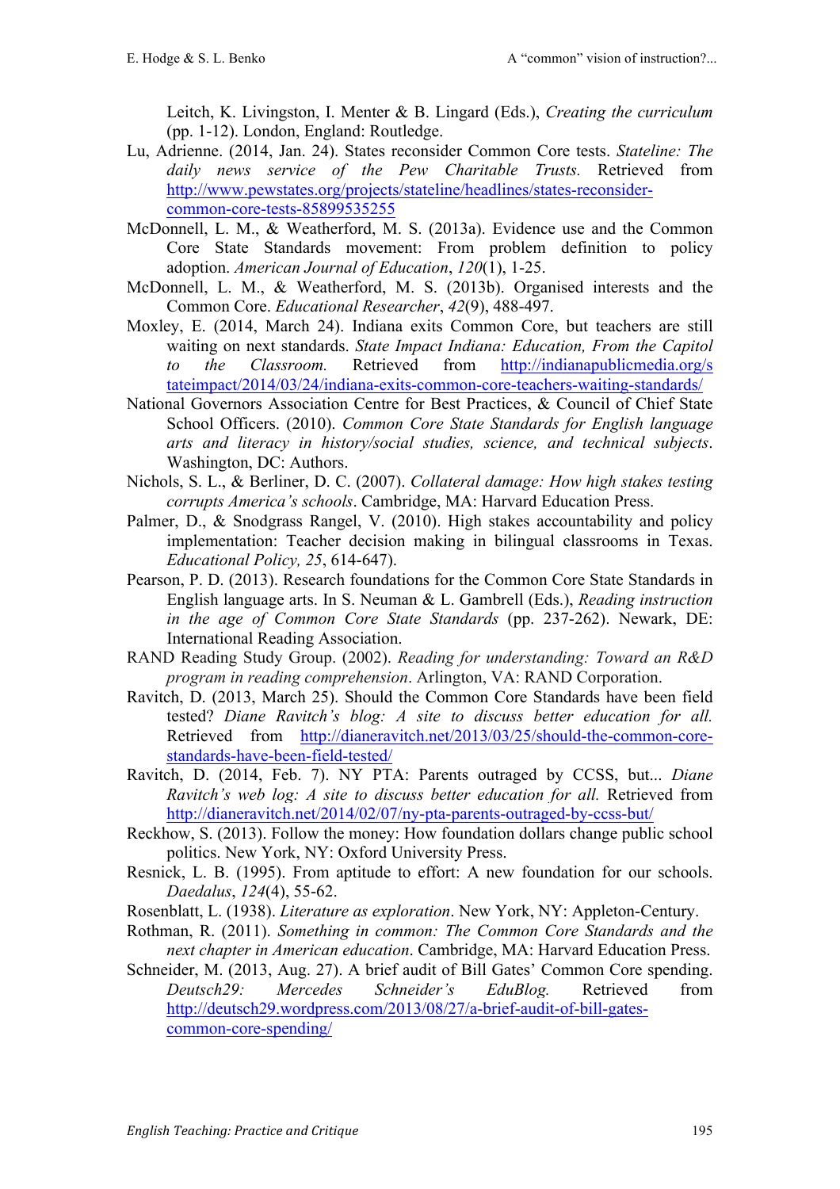Leitch, K. Livingston, I. Menter & B. Lingard (Eds.), *Creating the curriculum* (pp. 1-12). London, England: Routledge.

Lu, Adrienne. (2014, Jan. 24). States reconsider Common Core tests. *Stateline: The daily news service of the Pew Charitable Trusts.* Retrieved from http://www.pewstates.org/projects/stateline/headlines/states-reconsider-common-core-tests-85899535255

McDonnell, L. M., & Weatherford, M. S. (2013a). Evidence use and the Common Core State Standards movement: From problem definition to policy adoption. *American Journal of Education*, *120*(1), 1-25.

McDonnell, L. M., & Weatherford, M. S. (2013b). Organised interests and the Common Core. *Educational Researcher*, *42*(9), 488-497.

Moxley, E. (2014, March 24). Indiana exits Common Core, but teachers are still waiting on next standards. *State Impact Indiana: Education, From the Capitol to the Classroom.* Retrieved from http://indianapublicmedia.org/stateimpact/2014/03/24/indiana-exits-common-core-teachers-waiting-standards/

National Governors Association Centre for Best Practices, & Council of Chief State School Officers. (2010). *Common Core State Standards for English language arts and literacy in history/social studies, science, and technical subjects*. Washington, DC: Authors.

Nichols, S. L., & Berliner, D. C. (2007). *Collateral damage: How high stakes testing corrupts America's schools*. Cambridge, MA: Harvard Education Press.

Palmer, D., & Snodgrass Rangel, V. (2010). High stakes accountability and policy implementation: Teacher decision making in bilingual classrooms in Texas. *Educational Policy, 25*, 614-647).

Pearson, P. D. (2013). Research foundations for the Common Core State Standards in English language arts. In S. Neuman & L. Gambrell (Eds.), *Reading instruction in the age of Common Core State Standards* (pp. 237-262). Newark, DE: International Reading Association.

RAND Reading Study Group. (2002). *Reading for understanding: Toward an R&D program in reading comprehension*. Arlington, VA: RAND Corporation.

Ravitch, D. (2013, March 25). Should the Common Core Standards have been field tested? *Diane Ravitch's blog: A site to discuss better education for all.* Retrieved from http://dianeravitch.net/2013/03/25/should-the-common-core-standards-have-been-field-tested/

Ravitch, D. (2014, Feb. 7). NY PTA: Parents outraged by CCSS, but... *Diane Ravitch's web log: A site to discuss better education for all.* Retrieved from http://dianeravitch.net/2014/02/07/ny-pta-parents-outraged-by-ccss-but/

Reckhow, S. (2013). Follow the money: How foundation dollars change public school politics. New York, NY: Oxford University Press.

Resnick, L. B. (1995). From aptitude to effort: A new foundation for our schools. *Daedalus*, *124*(4), 55-62.

Rosenblatt, L. (1938). *Literature as exploration*. New York, NY: Appleton-Century.

Rothman, R. (2011). *Something in common: The Common Core Standards and the next chapter in American education*. Cambridge, MA: Harvard Education Press.

Schneider, M. (2013, Aug. 27). A brief audit of Bill Gates' Common Core spending. *Deutsch29: Mercedes Schneider's EduBlog.* Retrieved from http://deutsch29.wordpress.com/2013/08/27/a-brief-audit-of-bill-gates-common-core-spending/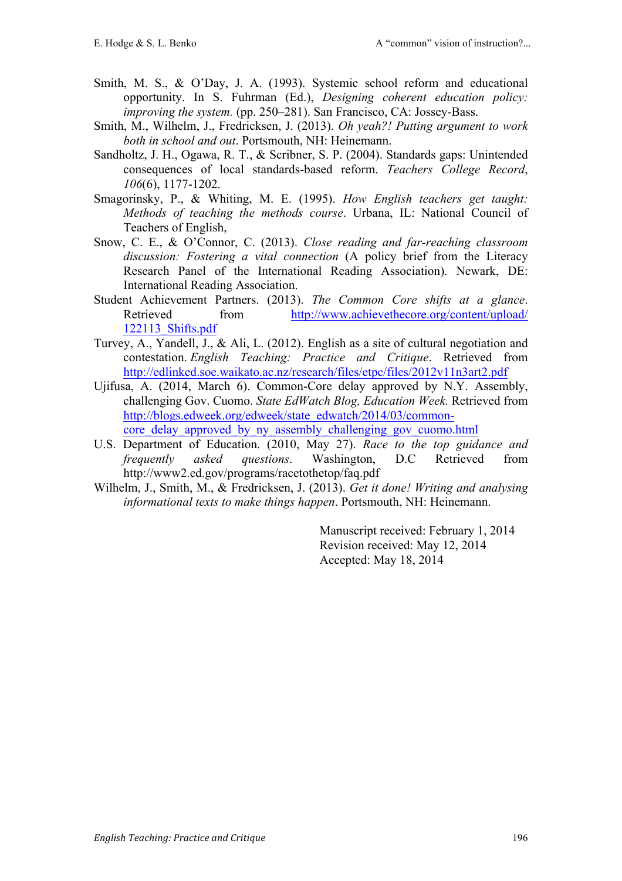Smith, M. S., & O'Day, J. A. (1993). Systemic school reform and educational opportunity. In S. Fuhrman (Ed.), *Designing coherent education policy: improving the system.* (pp. 250–281). San Francisco, CA: Jossey-Bass.

Smith, M., Wilhelm, J., Fredricksen, J. (2013). *Oh yeah?! Putting argument to work both in school and out*. Portsmouth, NH: Heinemann.

Sandholtz, J. H., Ogawa, R. T., & Scribner, S. P. (2004). Standards gaps: Unintended consequences of local standards-based reform. *Teachers College Record*, *106*(6), 1177-1202.

Smagorinsky, P., & Whiting, M. E. (1995). *How English teachers get taught: Methods of teaching the methods course*. Urbana, IL: National Council of Teachers of English,

Snow, C. E., & O'Connor, C. (2013). *Close reading and far-reaching classroom discussion: Fostering a vital connection* (A policy brief from the Literacy Research Panel of the International Reading Association). Newark, DE: International Reading Association.

Student Achievement Partners. (2013). *The Common Core shifts at a glance*. Retrieved from http://www.achievethecore.org/content/upload/122113_Shifts.pdf

Turvey, A., Yandell, J., & Ali, L. (2012). English as a site of cultural negotiation and contestation. *English Teaching: Practice and Critique*. Retrieved from http://edlinked.soe.waikato.ac.nz/research/files/etpc/files/2012v11n3art2.pdf

Ujifusa, A. (2014, March 6). Common-Core delay approved by N.Y. Assembly, challenging Gov. Cuomo. *State EdWatch Blog, Education Week.* Retrieved from http://blogs.edweek.org/edweek/state_edwatch/2014/03/common-core_delay_approved_by_ny_assembly_challenging_gov_cuomo.html

U.S. Department of Education. (2010, May 27). *Race to the top guidance and frequently asked questions*. Washington, D.C Retrieved from http://www2.ed.gov/programs/racetothetop/faq.pdf

Wilhelm, J., Smith, M., & Fredricksen, J. (2013). *Get it done! Writing and analysing informational texts to make things happen*. Portsmouth, NH: Heinemann.

Manuscript received: February 1, 2014
Revision received: May 12, 2014
Accepted: May 18, 2014